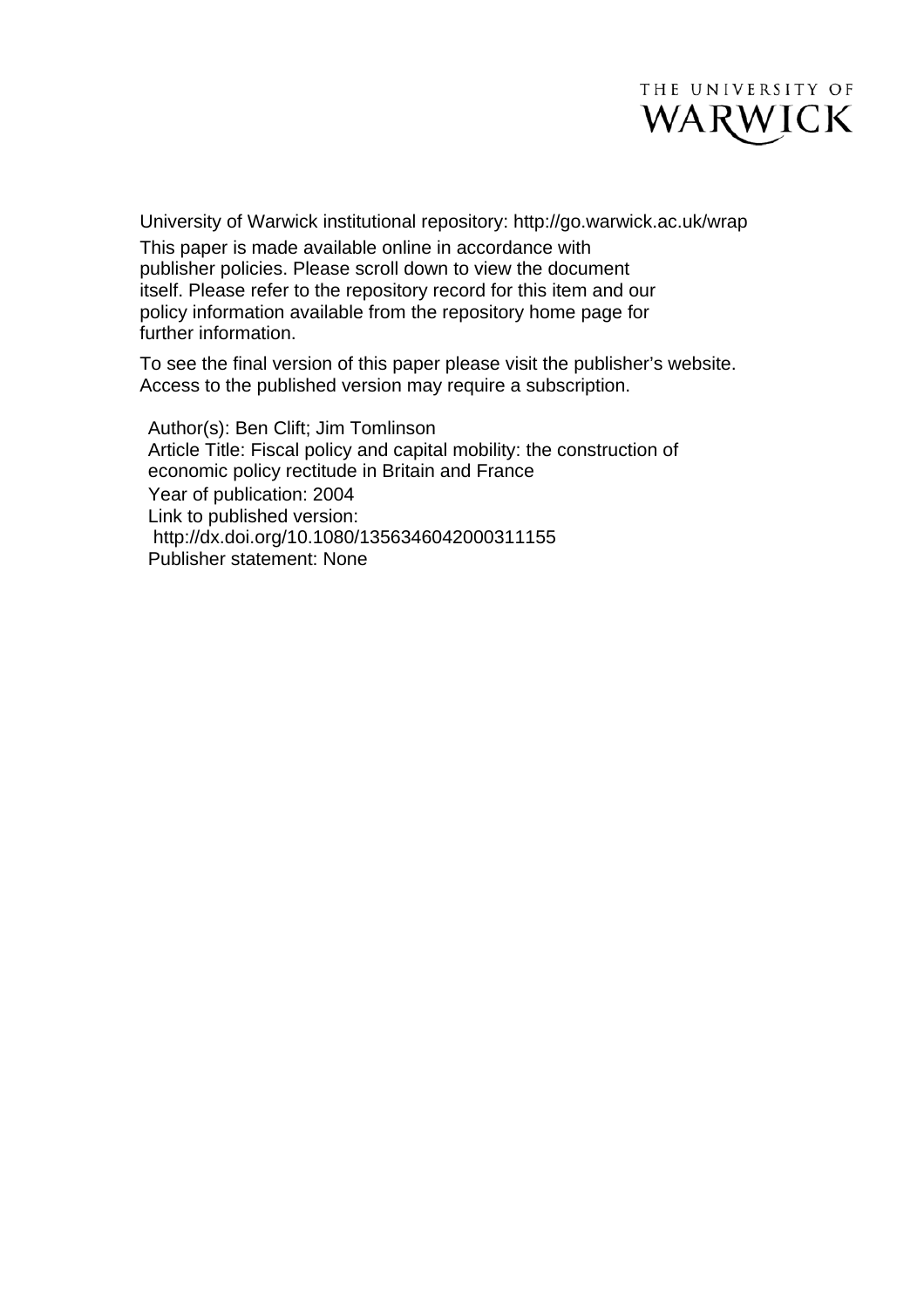THE UNIVERSITY OF WARWICK

University of Warwick institutional repository: http://go.warwick.ac.uk/wrap

This paper is made available online in accordance with publisher policies. Please scroll down to view the document itself. Please refer to the repository record for this item and our policy information available from the repository home page for further information.

To see the final version of this paper please visit the publisher's website. Access to the published version may require a subscription.

Author(s): Ben Clift; Jim Tomlinson
Article Title: Fiscal policy and capital mobility: the construction of economic policy rectitude in Britain and France
Year of publication: 2004
Link to published version:
http://dx.doi.org/10.1080/1356346042000311155
Publisher statement: None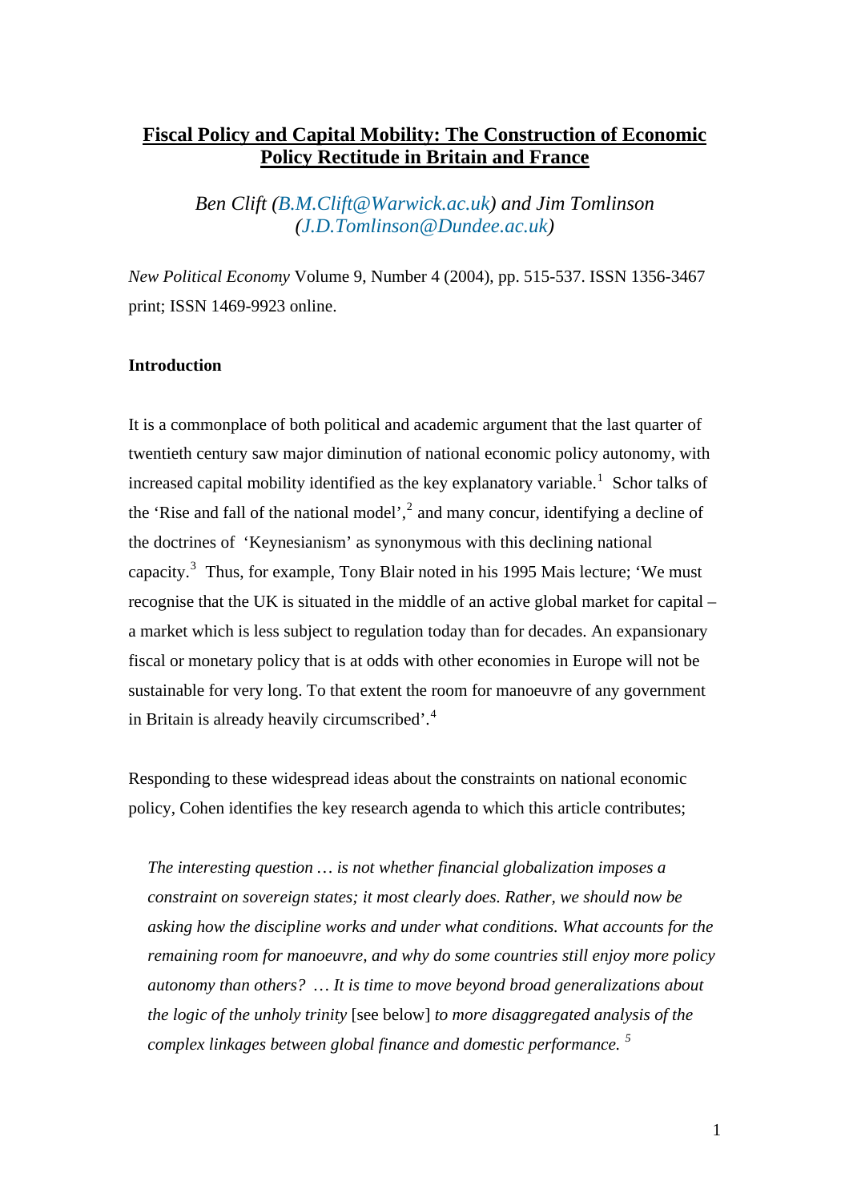# Fiscal Policy and Capital Mobility: The Construction of Economic Policy Rectitude in Britain and France

*Ben Clift (B.M.Clift@Warwick.ac.uk) and Jim Tomlinson (J.D.Tomlinson@Dundee.ac.uk)*

*New Political Economy* Volume 9, Number 4 (2004), pp. 515-537. ISSN 1356-3467 print; ISSN 1469-9923 online.

**Introduction**

It is a commonplace of both political and academic argument that the last quarter of twentieth century saw major diminution of national economic policy autonomy, with increased capital mobility identified as the key explanatory variable.[1] Schor talks of the 'Rise and fall of the national model',[2] and many concur, identifying a decline of the doctrines of 'Keynesianism' as synonymous with this declining national capacity.[3] Thus, for example, Tony Blair noted in his 1995 Mais lecture; 'We must recognise that the UK is situated in the middle of an active global market for capital – a market which is less subject to regulation today than for decades. An expansionary fiscal or monetary policy that is at odds with other economies in Europe will not be sustainable for very long. To that extent the room for manoeuvre of any government in Britain is already heavily circumscribed'.[4]

Responding to these widespread ideas about the constraints on national economic policy, Cohen identifies the key research agenda to which this article contributes;

> *The interesting question … is not whether financial globalization imposes a constraint on sovereign states; it most clearly does. Rather, we should now be asking how the discipline works and under what conditions. What accounts for the remaining room for manoeuvre, and why do some countries still enjoy more policy autonomy than others? … It is time to move beyond broad generalizations about the logic of the unholy trinity* [see below] *to more disaggregated analysis of the complex linkages between global finance and domestic performance.* [5]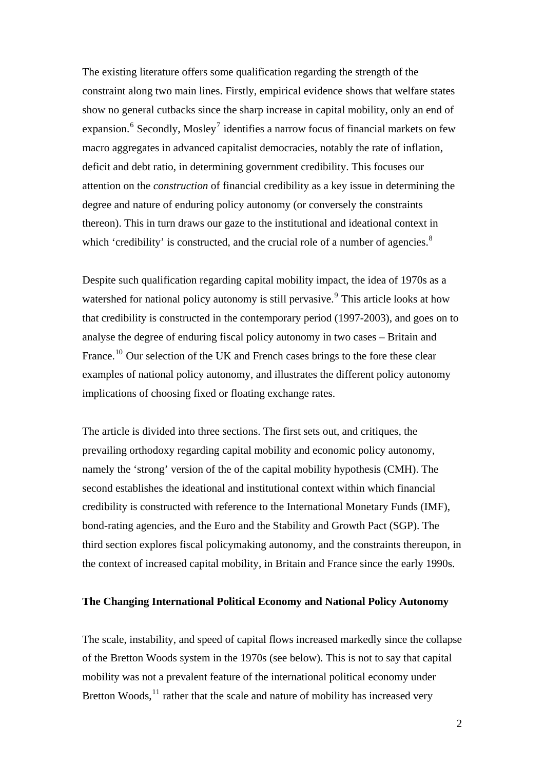The existing literature offers some qualification regarding the strength of the constraint along two main lines. Firstly, empirical evidence shows that welfare states show no general cutbacks since the sharp increase in capital mobility, only an end of expansion.[6] Secondly, Mosley[7] identifies a narrow focus of financial markets on few macro aggregates in advanced capitalist democracies, notably the rate of inflation, deficit and debt ratio, in determining government credibility. This focuses our attention on the *construction* of financial credibility as a key issue in determining the degree and nature of enduring policy autonomy (or conversely the constraints thereon). This in turn draws our gaze to the institutional and ideational context in which 'credibility' is constructed, and the crucial role of a number of agencies.[8]

Despite such qualification regarding capital mobility impact, the idea of 1970s as a watershed for national policy autonomy is still pervasive.[9] This article looks at how that credibility is constructed in the contemporary period (1997-2003), and goes on to analyse the degree of enduring fiscal policy autonomy in two cases – Britain and France.[10] Our selection of the UK and French cases brings to the fore these clear examples of national policy autonomy, and illustrates the different policy autonomy implications of choosing fixed or floating exchange rates.

The article is divided into three sections. The first sets out, and critiques, the prevailing orthodoxy regarding capital mobility and economic policy autonomy, namely the 'strong' version of the of the capital mobility hypothesis (CMH). The second establishes the ideational and institutional context within which financial credibility is constructed with reference to the International Monetary Funds (IMF), bond-rating agencies, and the Euro and the Stability and Growth Pact (SGP). The third section explores fiscal policymaking autonomy, and the constraints thereupon, in the context of increased capital mobility, in Britain and France since the early 1990s.

## The Changing International Political Economy and National Policy Autonomy

The scale, instability, and speed of capital flows increased markedly since the collapse of the Bretton Woods system in the 1970s (see below). This is not to say that capital mobility was not a prevalent feature of the international political economy under Bretton Woods,[11] rather that the scale and nature of mobility has increased very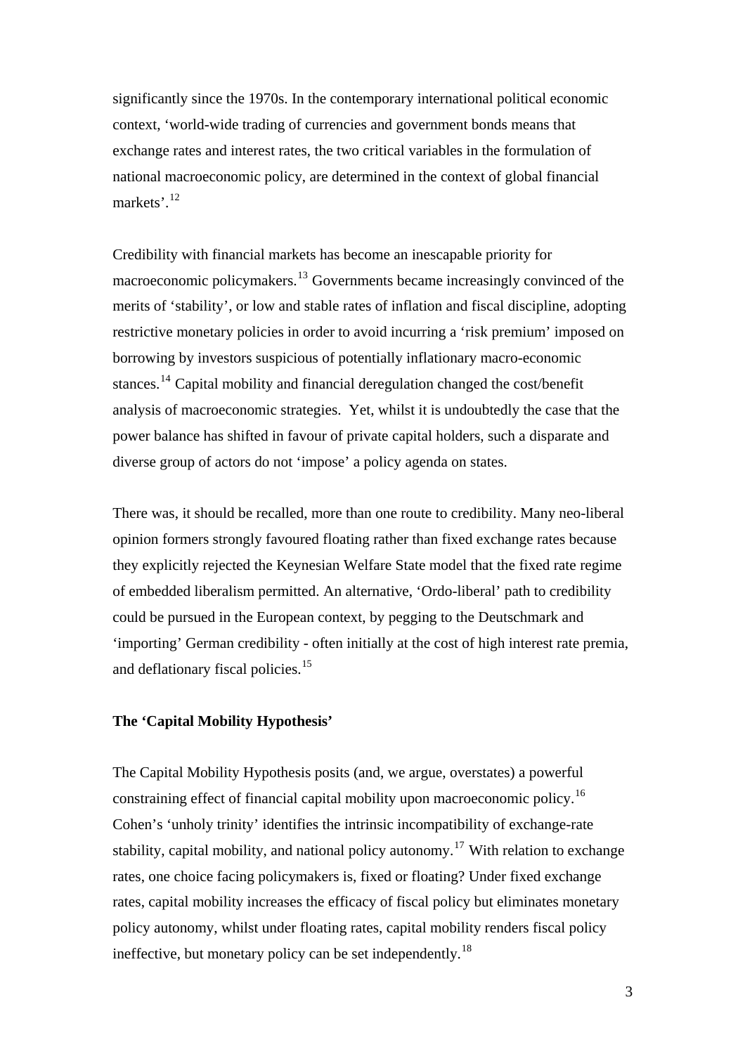significantly since the 1970s. In the contemporary international political economic context, 'world-wide trading of currencies and government bonds means that exchange rates and interest rates, the two critical variables in the formulation of national macroeconomic policy, are determined in the context of global financial markets'.[12]

Credibility with financial markets has become an inescapable priority for macroeconomic policymakers.[13] Governments became increasingly convinced of the merits of 'stability', or low and stable rates of inflation and fiscal discipline, adopting restrictive monetary policies in order to avoid incurring a 'risk premium' imposed on borrowing by investors suspicious of potentially inflationary macro-economic stances.[14] Capital mobility and financial deregulation changed the cost/benefit analysis of macroeconomic strategies. Yet, whilst it is undoubtedly the case that the power balance has shifted in favour of private capital holders, such a disparate and diverse group of actors do not 'impose' a policy agenda on states.

There was, it should be recalled, more than one route to credibility. Many neo-liberal opinion formers strongly favoured floating rather than fixed exchange rates because they explicitly rejected the Keynesian Welfare State model that the fixed rate regime of embedded liberalism permitted. An alternative, 'Ordo-liberal' path to credibility could be pursued in the European context, by pegging to the Deutschmark and 'importing' German credibility - often initially at the cost of high interest rate premia, and deflationary fiscal policies.[15]

**The 'Capital Mobility Hypothesis'**

The Capital Mobility Hypothesis posits (and, we argue, overstates) a powerful constraining effect of financial capital mobility upon macroeconomic policy.[16] Cohen's 'unholy trinity' identifies the intrinsic incompatibility of exchange-rate stability, capital mobility, and national policy autonomy.[17] With relation to exchange rates, one choice facing policymakers is, fixed or floating? Under fixed exchange rates, capital mobility increases the efficacy of fiscal policy but eliminates monetary policy autonomy, whilst under floating rates, capital mobility renders fiscal policy ineffective, but monetary policy can be set independently.[18]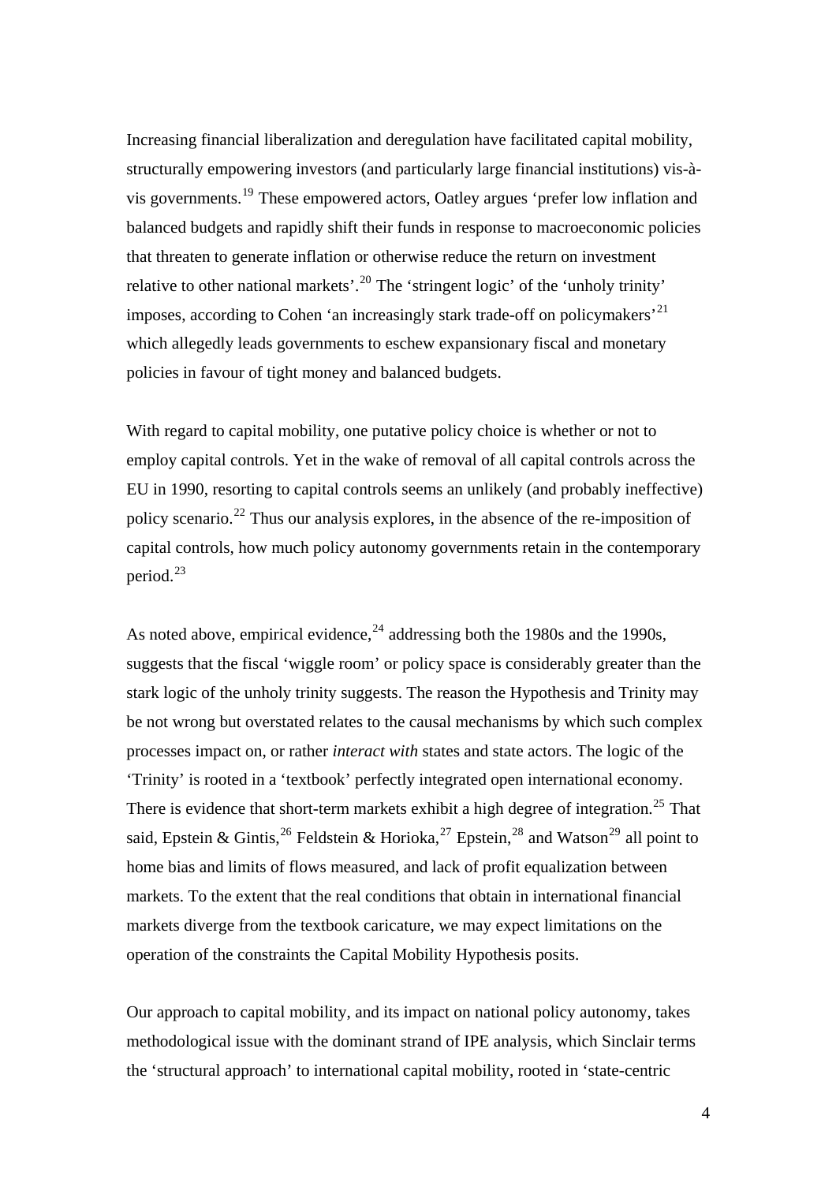Increasing financial liberalization and deregulation have facilitated capital mobility, structurally empowering investors (and particularly large financial institutions) vis-à-vis governments.[19] These empowered actors, Oatley argues 'prefer low inflation and balanced budgets and rapidly shift their funds in response to macroeconomic policies that threaten to generate inflation or otherwise reduce the return on investment relative to other national markets'.[20] The 'stringent logic' of the 'unholy trinity' imposes, according to Cohen 'an increasingly stark trade-off on policymakers'[21] which allegedly leads governments to eschew expansionary fiscal and monetary policies in favour of tight money and balanced budgets.

With regard to capital mobility, one putative policy choice is whether or not to employ capital controls. Yet in the wake of removal of all capital controls across the EU in 1990, resorting to capital controls seems an unlikely (and probably ineffective) policy scenario.[22] Thus our analysis explores, in the absence of the re-imposition of capital controls, how much policy autonomy governments retain in the contemporary period.[23]

As noted above, empirical evidence,[24] addressing both the 1980s and the 1990s, suggests that the fiscal 'wiggle room' or policy space is considerably greater than the stark logic of the unholy trinity suggests. The reason the Hypothesis and Trinity may be not wrong but overstated relates to the causal mechanisms by which such complex processes impact on, or rather *interact with* states and state actors. The logic of the 'Trinity' is rooted in a 'textbook' perfectly integrated open international economy. There is evidence that short-term markets exhibit a high degree of integration.[25] That said, Epstein & Gintis,[26] Feldstein & Horioka,[27] Epstein,[28] and Watson[29] all point to home bias and limits of flows measured, and lack of profit equalization between markets. To the extent that the real conditions that obtain in international financial markets diverge from the textbook caricature, we may expect limitations on the operation of the constraints the Capital Mobility Hypothesis posits.

Our approach to capital mobility, and its impact on national policy autonomy, takes methodological issue with the dominant strand of IPE analysis, which Sinclair terms the 'structural approach' to international capital mobility, rooted in 'state-centric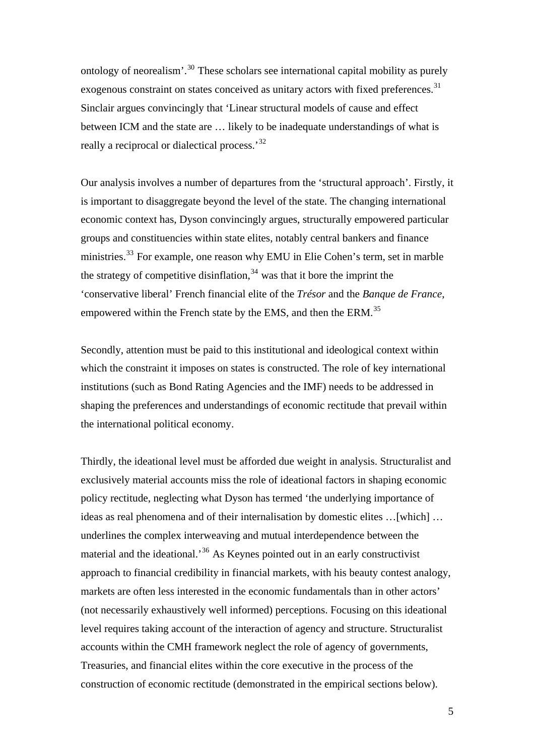ontology of neorealism'.[30] These scholars see international capital mobility as purely exogenous constraint on states conceived as unitary actors with fixed preferences.[31] Sinclair argues convincingly that 'Linear structural models of cause and effect between ICM and the state are … likely to be inadequate understandings of what is really a reciprocal or dialectical process.'[32]

Our analysis involves a number of departures from the 'structural approach'. Firstly, it is important to disaggregate beyond the level of the state. The changing international economic context has, Dyson convincingly argues, structurally empowered particular groups and constituencies within state elites, notably central bankers and finance ministries.[33] For example, one reason why EMU in Elie Cohen's term, set in marble the strategy of competitive disinflation,[34] was that it bore the imprint the 'conservative liberal' French financial elite of the *Trésor* and the *Banque de France*, empowered within the French state by the EMS, and then the ERM.[35]

Secondly, attention must be paid to this institutional and ideological context within which the constraint it imposes on states is constructed. The role of key international institutions (such as Bond Rating Agencies and the IMF) needs to be addressed in shaping the preferences and understandings of economic rectitude that prevail within the international political economy.

Thirdly, the ideational level must be afforded due weight in analysis. Structuralist and exclusively material accounts miss the role of ideational factors in shaping economic policy rectitude, neglecting what Dyson has termed 'the underlying importance of ideas as real phenomena and of their internalisation by domestic elites …[which] … underlines the complex interweaving and mutual interdependence between the material and the ideational.'[36] As Keynes pointed out in an early constructivist approach to financial credibility in financial markets, with his beauty contest analogy, markets are often less interested in the economic fundamentals than in other actors' (not necessarily exhaustively well informed) perceptions. Focusing on this ideational level requires taking account of the interaction of agency and structure. Structuralist accounts within the CMH framework neglect the role of agency of governments, Treasuries, and financial elites within the core executive in the process of the construction of economic rectitude (demonstrated in the empirical sections below).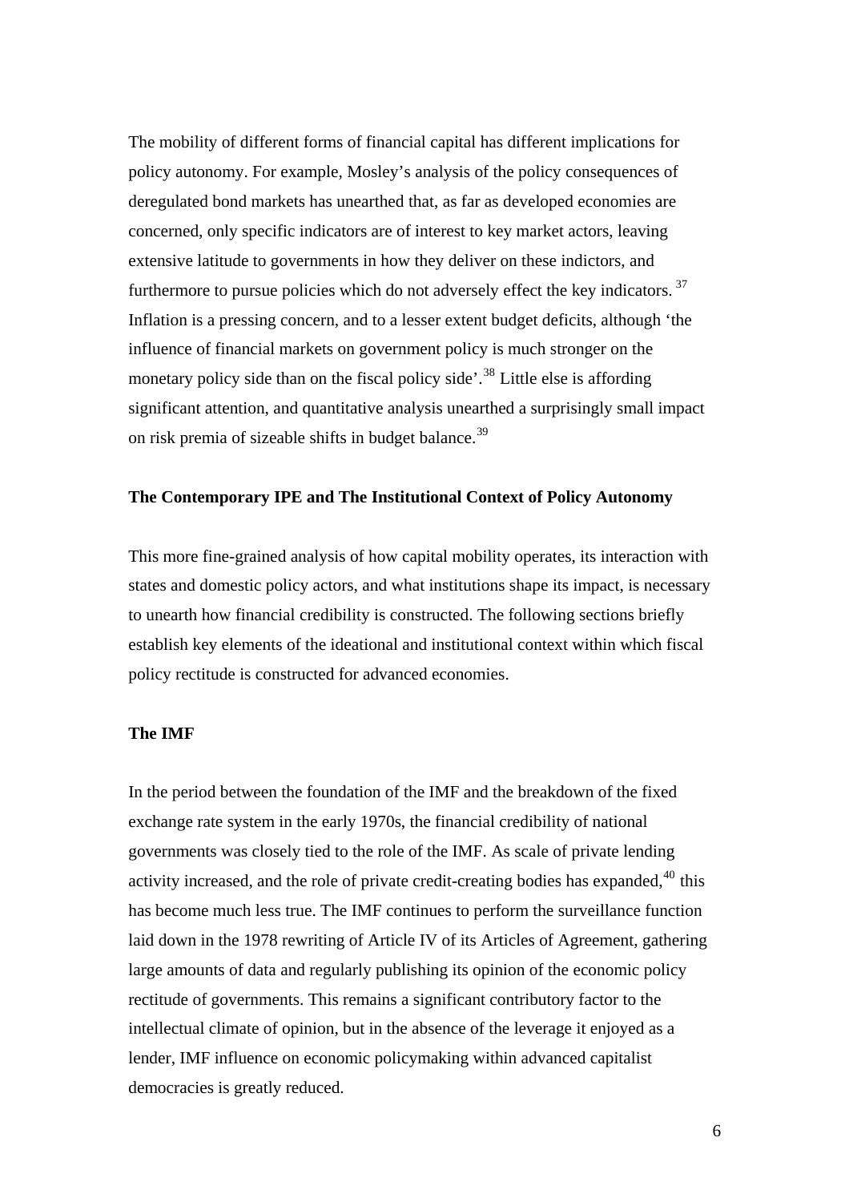The mobility of different forms of financial capital has different implications for policy autonomy. For example, Mosley's analysis of the policy consequences of deregulated bond markets has unearthed that, as far as developed economies are concerned, only specific indicators are of interest to key market actors, leaving extensive latitude to governments in how they deliver on these indictors, and furthermore to pursue policies which do not adversely effect the key indicators. [37] Inflation is a pressing concern, and to a lesser extent budget deficits, although 'the influence of financial markets on government policy is much stronger on the monetary policy side than on the fiscal policy side'.[38] Little else is affording significant attention, and quantitative analysis unearthed a surprisingly small impact on risk premia of sizeable shifts in budget balance.[39]

## The Contemporary IPE and The Institutional Context of Policy Autonomy

This more fine-grained analysis of how capital mobility operates, its interaction with states and domestic policy actors, and what institutions shape its impact, is necessary to unearth how financial credibility is constructed. The following sections briefly establish key elements of the ideational and institutional context within which fiscal policy rectitude is constructed for advanced economies.

### The IMF

In the period between the foundation of the IMF and the breakdown of the fixed exchange rate system in the early 1970s, the financial credibility of national governments was closely tied to the role of the IMF. As scale of private lending activity increased, and the role of private credit-creating bodies has expanded,[40] this has become much less true. The IMF continues to perform the surveillance function laid down in the 1978 rewriting of Article IV of its Articles of Agreement, gathering large amounts of data and regularly publishing its opinion of the economic policy rectitude of governments. This remains a significant contributory factor to the intellectual climate of opinion, but in the absence of the leverage it enjoyed as a lender, IMF influence on economic policymaking within advanced capitalist democracies is greatly reduced.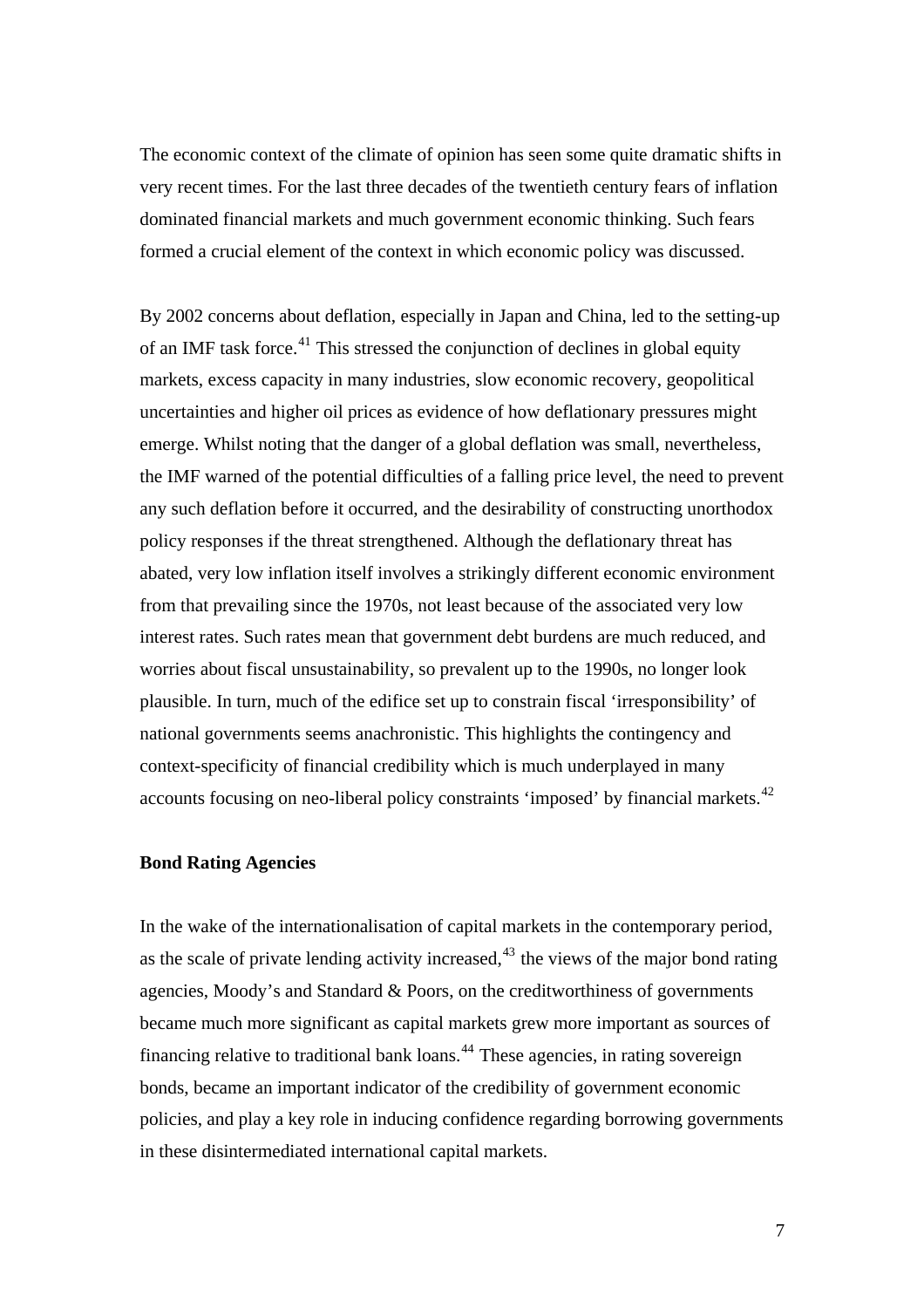The economic context of the climate of opinion has seen some quite dramatic shifts in very recent times. For the last three decades of the twentieth century fears of inflation dominated financial markets and much government economic thinking. Such fears formed a crucial element of the context in which economic policy was discussed.

By 2002 concerns about deflation, especially in Japan and China, led to the setting-up of an IMF task force.[41] This stressed the conjunction of declines in global equity markets, excess capacity in many industries, slow economic recovery, geopolitical uncertainties and higher oil prices as evidence of how deflationary pressures might emerge. Whilst noting that the danger of a global deflation was small, nevertheless, the IMF warned of the potential difficulties of a falling price level, the need to prevent any such deflation before it occurred, and the desirability of constructing unorthodox policy responses if the threat strengthened. Although the deflationary threat has abated, very low inflation itself involves a strikingly different economic environment from that prevailing since the 1970s, not least because of the associated very low interest rates. Such rates mean that government debt burdens are much reduced, and worries about fiscal unsustainability, so prevalent up to the 1990s, no longer look plausible. In turn, much of the edifice set up to constrain fiscal 'irresponsibility' of national governments seems anachronistic. This highlights the contingency and context-specificity of financial credibility which is much underplayed in many accounts focusing on neo-liberal policy constraints 'imposed' by financial markets.[42]

**Bond Rating Agencies**

In the wake of the internationalisation of capital markets in the contemporary period, as the scale of private lending activity increased,[43] the views of the major bond rating agencies, Moody's and Standard & Poors, on the creditworthiness of governments became much more significant as capital markets grew more important as sources of financing relative to traditional bank loans.[44] These agencies, in rating sovereign bonds, became an important indicator of the credibility of government economic policies, and play a key role in inducing confidence regarding borrowing governments in these disintermediated international capital markets.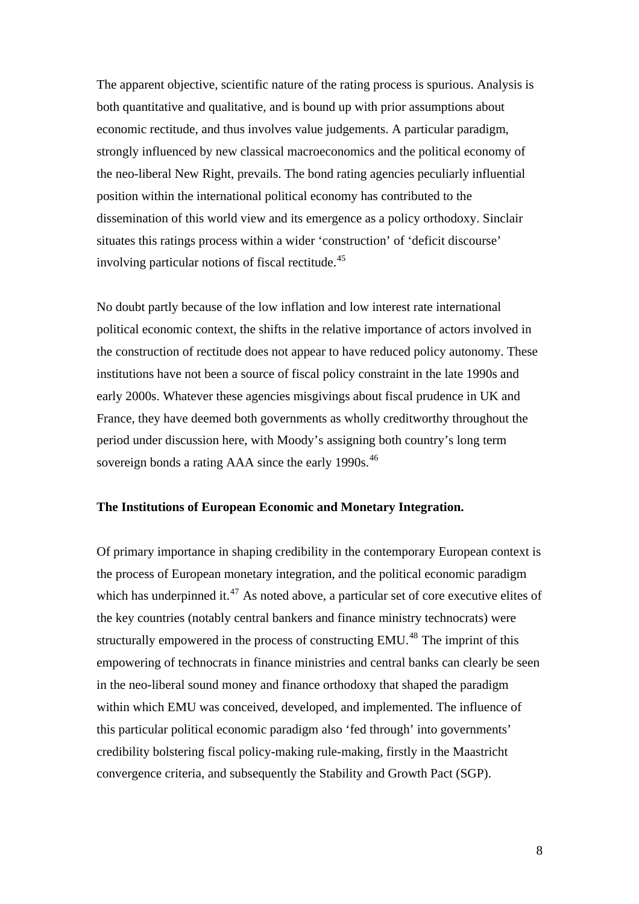The apparent objective, scientific nature of the rating process is spurious. Analysis is both quantitative and qualitative, and is bound up with prior assumptions about economic rectitude, and thus involves value judgements. A particular paradigm, strongly influenced by new classical macroeconomics and the political economy of the neo-liberal New Right, prevails. The bond rating agencies peculiarly influential position within the international political economy has contributed to the dissemination of this world view and its emergence as a policy orthodoxy. Sinclair situates this ratings process within a wider 'construction' of 'deficit discourse' involving particular notions of fiscal rectitude.[45]

No doubt partly because of the low inflation and low interest rate international political economic context, the shifts in the relative importance of actors involved in the construction of rectitude does not appear to have reduced policy autonomy. These institutions have not been a source of fiscal policy constraint in the late 1990s and early 2000s. Whatever these agencies misgivings about fiscal prudence in UK and France, they have deemed both governments as wholly creditworthy throughout the period under discussion here, with Moody's assigning both country's long term sovereign bonds a rating AAA since the early 1990s.[46]

**The Institutions of European Economic and Monetary Integration.**

Of primary importance in shaping credibility in the contemporary European context is the process of European monetary integration, and the political economic paradigm which has underpinned it.[47] As noted above, a particular set of core executive elites of the key countries (notably central bankers and finance ministry technocrats) were structurally empowered in the process of constructing EMU.[48] The imprint of this empowering of technocrats in finance ministries and central banks can clearly be seen in the neo-liberal sound money and finance orthodoxy that shaped the paradigm within which EMU was conceived, developed, and implemented. The influence of this particular political economic paradigm also 'fed through' into governments' credibility bolstering fiscal policy-making rule-making, firstly in the Maastricht convergence criteria, and subsequently the Stability and Growth Pact (SGP).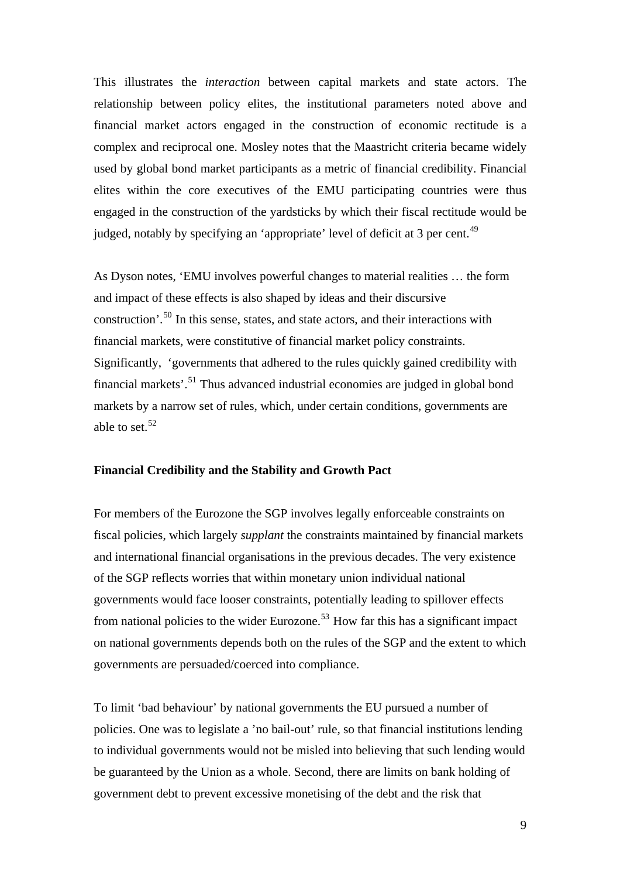This illustrates the *interaction* between capital markets and state actors. The relationship between policy elites, the institutional parameters noted above and financial market actors engaged in the construction of economic rectitude is a complex and reciprocal one. Mosley notes that the Maastricht criteria became widely used by global bond market participants as a metric of financial credibility. Financial elites within the core executives of the EMU participating countries were thus engaged in the construction of the yardsticks by which their fiscal rectitude would be judged, notably by specifying an 'appropriate' level of deficit at 3 per cent.[49]

As Dyson notes, 'EMU involves powerful changes to material realities … the form and impact of these effects is also shaped by ideas and their discursive construction'.[50] In this sense, states, and state actors, and their interactions with financial markets, were constitutive of financial market policy constraints. Significantly, 'governments that adhered to the rules quickly gained credibility with financial markets'.[51] Thus advanced industrial economies are judged in global bond markets by a narrow set of rules, which, under certain conditions, governments are able to set.[52]

**Financial Credibility and the Stability and Growth Pact**

For members of the Eurozone the SGP involves legally enforceable constraints on fiscal policies, which largely *supplant* the constraints maintained by financial markets and international financial organisations in the previous decades. The very existence of the SGP reflects worries that within monetary union individual national governments would face looser constraints, potentially leading to spillover effects from national policies to the wider Eurozone.[53] How far this has a significant impact on national governments depends both on the rules of the SGP and the extent to which governments are persuaded/coerced into compliance.

To limit 'bad behaviour' by national governments the EU pursued a number of policies. One was to legislate a 'no bail-out' rule, so that financial institutions lending to individual governments would not be misled into believing that such lending would be guaranteed by the Union as a whole. Second, there are limits on bank holding of government debt to prevent excessive monetising of the debt and the risk that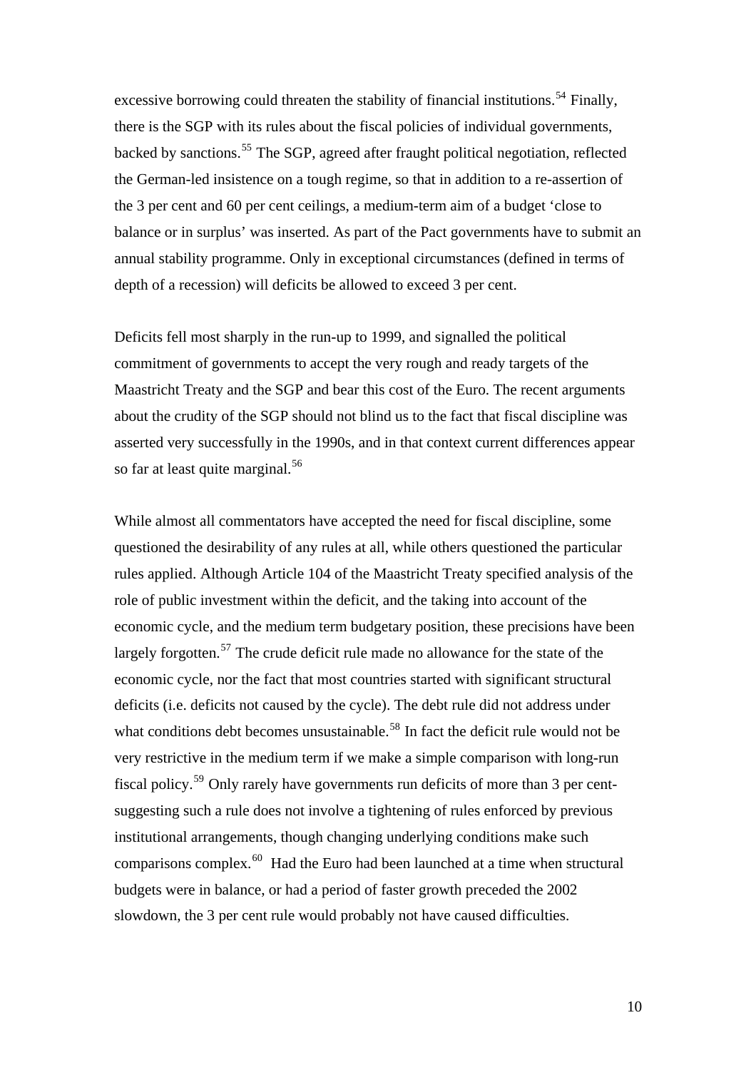excessive borrowing could threaten the stability of financial institutions.[54] Finally, there is the SGP with its rules about the fiscal policies of individual governments, backed by sanctions.[55] The SGP, agreed after fraught political negotiation, reflected the German-led insistence on a tough regime, so that in addition to a re-assertion of the 3 per cent and 60 per cent ceilings, a medium-term aim of a budget 'close to balance or in surplus' was inserted. As part of the Pact governments have to submit an annual stability programme. Only in exceptional circumstances (defined in terms of depth of a recession) will deficits be allowed to exceed 3 per cent.

Deficits fell most sharply in the run-up to 1999, and signalled the political commitment of governments to accept the very rough and ready targets of the Maastricht Treaty and the SGP and bear this cost of the Euro. The recent arguments about the crudity of the SGP should not blind us to the fact that fiscal discipline was asserted very successfully in the 1990s, and in that context current differences appear so far at least quite marginal.[56]

While almost all commentators have accepted the need for fiscal discipline, some questioned the desirability of any rules at all, while others questioned the particular rules applied. Although Article 104 of the Maastricht Treaty specified analysis of the role of public investment within the deficit, and the taking into account of the economic cycle, and the medium term budgetary position, these precisions have been largely forgotten.[57] The crude deficit rule made no allowance for the state of the economic cycle, nor the fact that most countries started with significant structural deficits (i.e. deficits not caused by the cycle). The debt rule did not address under what conditions debt becomes unsustainable.[58] In fact the deficit rule would not be very restrictive in the medium term if we make a simple comparison with long-run fiscal policy.[59] Only rarely have governments run deficits of more than 3 per cent- suggesting such a rule does not involve a tightening of rules enforced by previous institutional arrangements, though changing underlying conditions make such comparisons complex.[60] Had the Euro had been launched at a time when structural budgets were in balance, or had a period of faster growth preceded the 2002 slowdown, the 3 per cent rule would probably not have caused difficulties.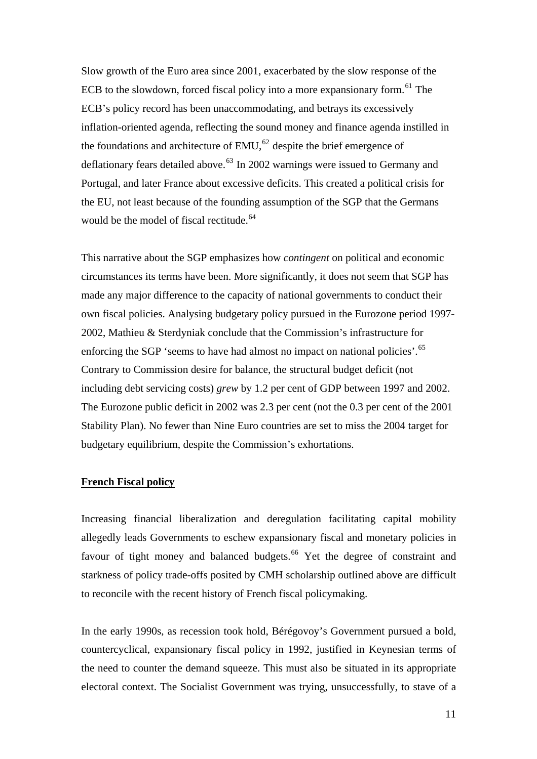Slow growth of the Euro area since 2001, exacerbated by the slow response of the ECB to the slowdown, forced fiscal policy into a more expansionary form.[61] The ECB's policy record has been unaccommodating, and betrays its excessively inflation-oriented agenda, reflecting the sound money and finance agenda instilled in the foundations and architecture of EMU,[62] despite the brief emergence of deflationary fears detailed above.[63] In 2002 warnings were issued to Germany and Portugal, and later France about excessive deficits. This created a political crisis for the EU, not least because of the founding assumption of the SGP that the Germans would be the model of fiscal rectitude.[64]

This narrative about the SGP emphasizes how *contingent* on political and economic circumstances its terms have been. More significantly, it does not seem that SGP has made any major difference to the capacity of national governments to conduct their own fiscal policies. Analysing budgetary policy pursued in the Eurozone period 1997-2002, Mathieu & Sterdyniak conclude that the Commission's infrastructure for enforcing the SGP 'seems to have had almost no impact on national policies'.[65] Contrary to Commission desire for balance, the structural budget deficit (not including debt servicing costs) *grew* by 1.2 per cent of GDP between 1997 and 2002. The Eurozone public deficit in 2002 was 2.3 per cent (not the 0.3 per cent of the 2001 Stability Plan). No fewer than Nine Euro countries are set to miss the 2004 target for budgetary equilibrium, despite the Commission's exhortations.

**French Fiscal policy**

Increasing financial liberalization and deregulation facilitating capital mobility allegedly leads Governments to eschew expansionary fiscal and monetary policies in favour of tight money and balanced budgets.[66] Yet the degree of constraint and starkness of policy trade-offs posited by CMH scholarship outlined above are difficult to reconcile with the recent history of French fiscal policymaking.

In the early 1990s, as recession took hold, Bérégovoy's Government pursued a bold, countercyclical, expansionary fiscal policy in 1992, justified in Keynesian terms of the need to counter the demand squeeze. This must also be situated in its appropriate electoral context. The Socialist Government was trying, unsuccessfully, to stave of a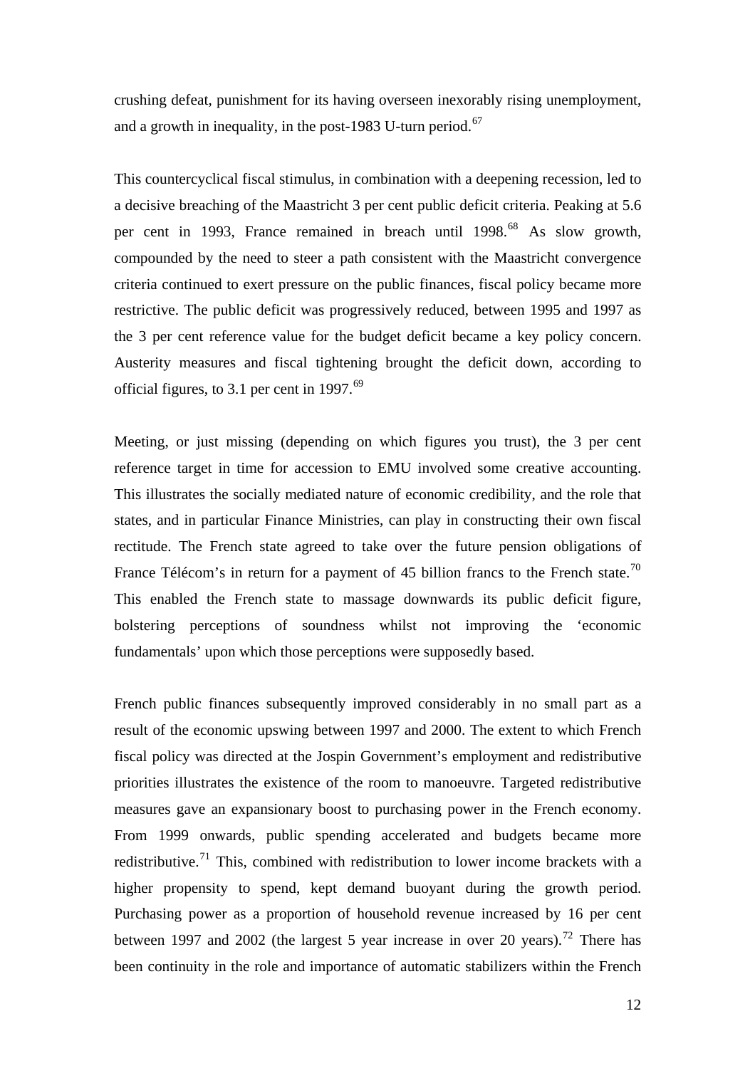crushing defeat, punishment for its having overseen inexorably rising unemployment, and a growth in inequality, in the post-1983 U-turn period.[67]

This countercyclical fiscal stimulus, in combination with a deepening recession, led to a decisive breaching of the Maastricht 3 per cent public deficit criteria. Peaking at 5.6 per cent in 1993, France remained in breach until 1998.[68] As slow growth, compounded by the need to steer a path consistent with the Maastricht convergence criteria continued to exert pressure on the public finances, fiscal policy became more restrictive. The public deficit was progressively reduced, between 1995 and 1997 as the 3 per cent reference value for the budget deficit became a key policy concern. Austerity measures and fiscal tightening brought the deficit down, according to official figures, to 3.1 per cent in 1997.[69]

Meeting, or just missing (depending on which figures you trust), the 3 per cent reference target in time for accession to EMU involved some creative accounting. This illustrates the socially mediated nature of economic credibility, and the role that states, and in particular Finance Ministries, can play in constructing their own fiscal rectitude. The French state agreed to take over the future pension obligations of France Télécom's in return for a payment of 45 billion francs to the French state.[70] This enabled the French state to massage downwards its public deficit figure, bolstering perceptions of soundness whilst not improving the 'economic fundamentals' upon which those perceptions were supposedly based.

French public finances subsequently improved considerably in no small part as a result of the economic upswing between 1997 and 2000. The extent to which French fiscal policy was directed at the Jospin Government's employment and redistributive priorities illustrates the existence of the room to manoeuvre. Targeted redistributive measures gave an expansionary boost to purchasing power in the French economy. From 1999 onwards, public spending accelerated and budgets became more redistributive.[71] This, combined with redistribution to lower income brackets with a higher propensity to spend, kept demand buoyant during the growth period. Purchasing power as a proportion of household revenue increased by 16 per cent between 1997 and 2002 (the largest 5 year increase in over 20 years).[72] There has been continuity in the role and importance of automatic stabilizers within the French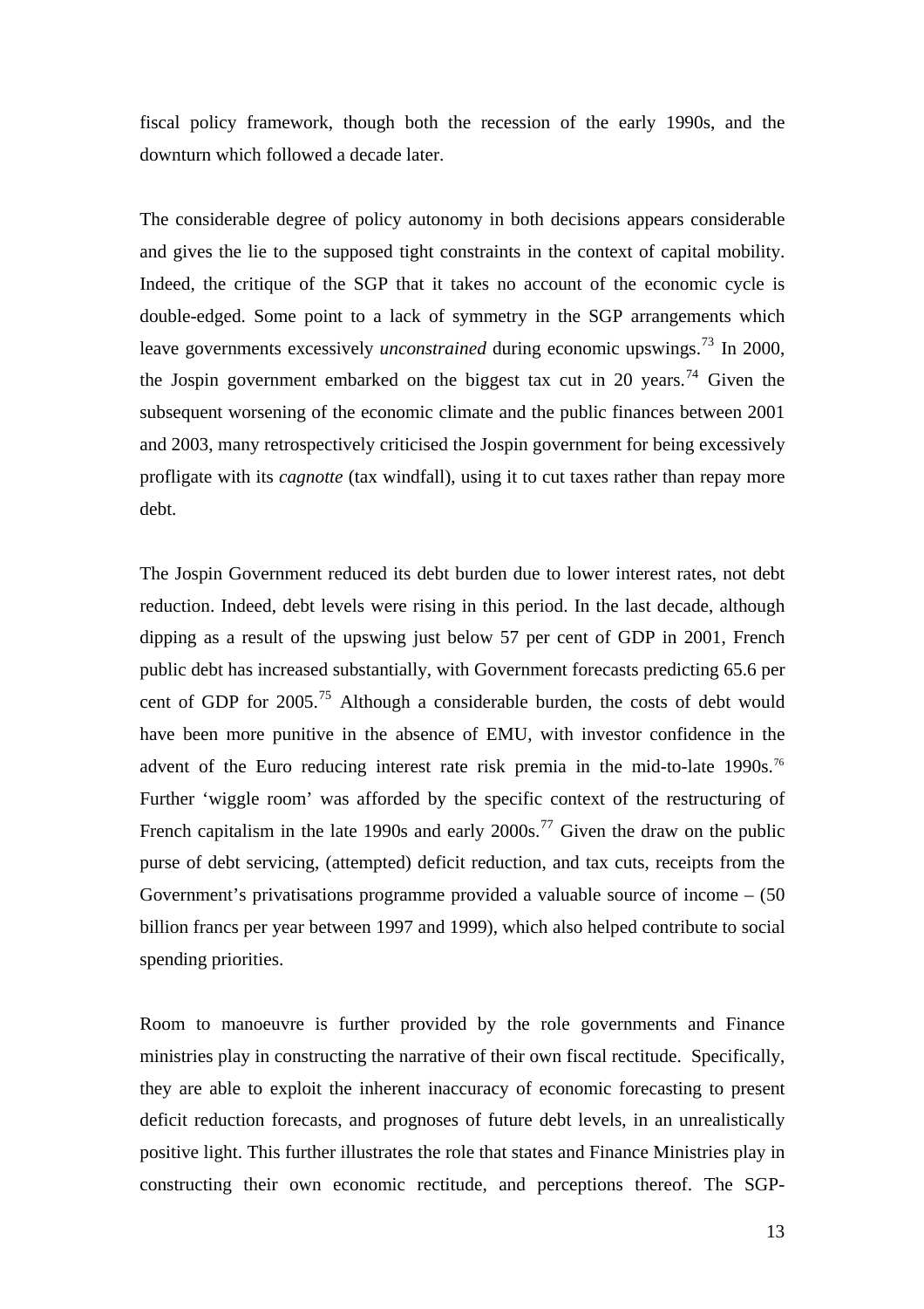fiscal policy framework, though both the recession of the early 1990s, and the downturn which followed a decade later.

The considerable degree of policy autonomy in both decisions appears considerable and gives the lie to the supposed tight constraints in the context of capital mobility. Indeed, the critique of the SGP that it takes no account of the economic cycle is double-edged. Some point to a lack of symmetry in the SGP arrangements which leave governments excessively *unconstrained* during economic upswings.[73] In 2000, the Jospin government embarked on the biggest tax cut in 20 years.[74] Given the subsequent worsening of the economic climate and the public finances between 2001 and 2003, many retrospectively criticised the Jospin government for being excessively profligate with its *cagnotte* (tax windfall), using it to cut taxes rather than repay more debt.

The Jospin Government reduced its debt burden due to lower interest rates, not debt reduction. Indeed, debt levels were rising in this period. In the last decade, although dipping as a result of the upswing just below 57 per cent of GDP in 2001, French public debt has increased substantially, with Government forecasts predicting 65.6 per cent of GDP for 2005.[75] Although a considerable burden, the costs of debt would have been more punitive in the absence of EMU, with investor confidence in the advent of the Euro reducing interest rate risk premia in the mid-to-late 1990s.[76] Further 'wiggle room' was afforded by the specific context of the restructuring of French capitalism in the late 1990s and early 2000s.[77] Given the draw on the public purse of debt servicing, (attempted) deficit reduction, and tax cuts, receipts from the Government's privatisations programme provided a valuable source of income – (50 billion francs per year between 1997 and 1999), which also helped contribute to social spending priorities.

Room to manoeuvre is further provided by the role governments and Finance ministries play in constructing the narrative of their own fiscal rectitude. Specifically, they are able to exploit the inherent inaccuracy of economic forecasting to present deficit reduction forecasts, and prognoses of future debt levels, in an unrealistically positive light. This further illustrates the role that states and Finance Ministries play in constructing their own economic rectitude, and perceptions thereof. The SGP-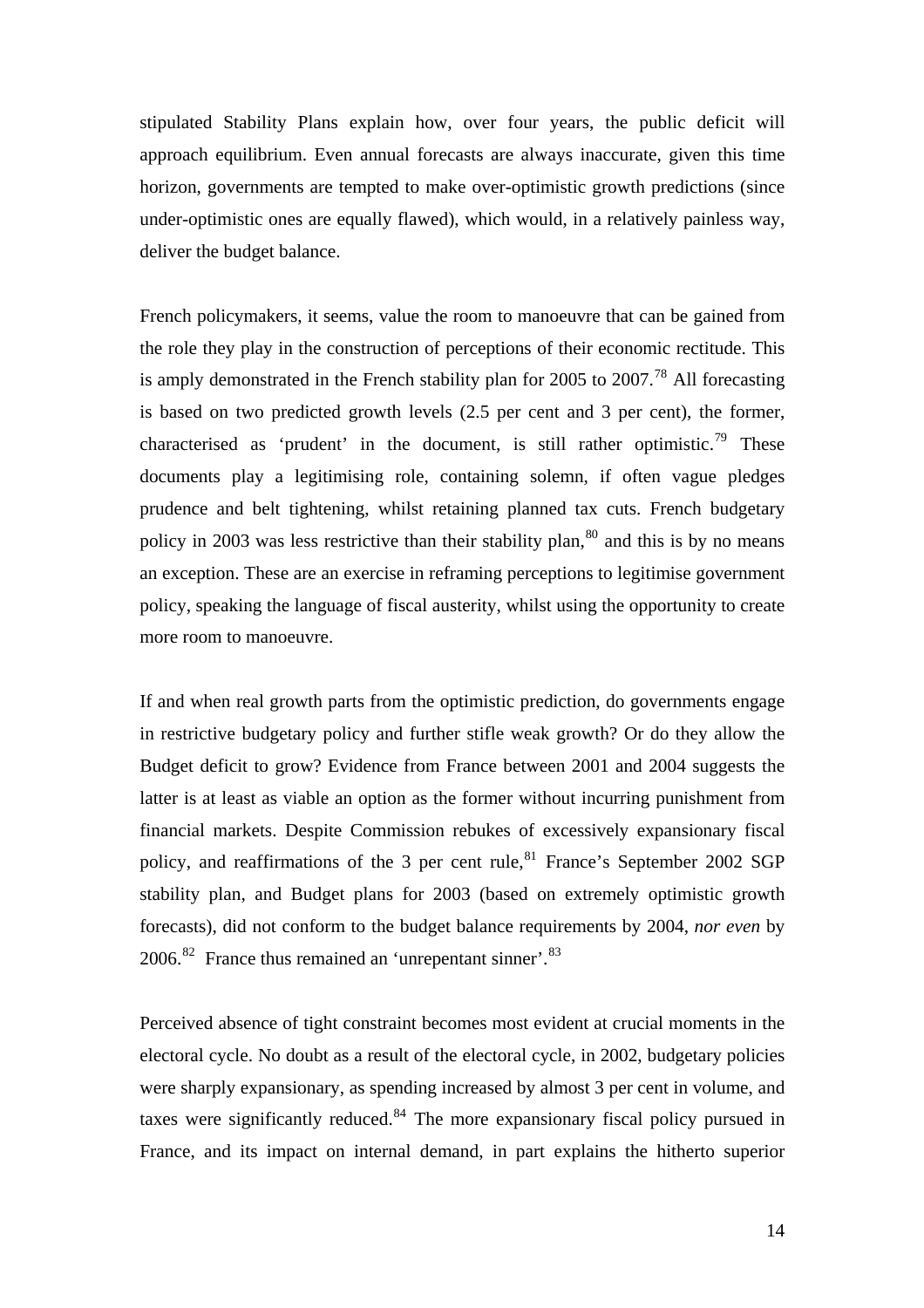stipulated Stability Plans explain how, over four years, the public deficit will approach equilibrium. Even annual forecasts are always inaccurate, given this time horizon, governments are tempted to make over-optimistic growth predictions (since under-optimistic ones are equally flawed), which would, in a relatively painless way, deliver the budget balance.

French policymakers, it seems, value the room to manoeuvre that can be gained from the role they play in the construction of perceptions of their economic rectitude. This is amply demonstrated in the French stability plan for 2005 to 2007.[78] All forecasting is based on two predicted growth levels (2.5 per cent and 3 per cent), the former, characterised as 'prudent' in the document, is still rather optimistic.[79] These documents play a legitimising role, containing solemn, if often vague pledges prudence and belt tightening, whilst retaining planned tax cuts. French budgetary policy in 2003 was less restrictive than their stability plan,[80] and this is by no means an exception. These are an exercise in reframing perceptions to legitimise government policy, speaking the language of fiscal austerity, whilst using the opportunity to create more room to manoeuvre.

If and when real growth parts from the optimistic prediction, do governments engage in restrictive budgetary policy and further stifle weak growth? Or do they allow the Budget deficit to grow? Evidence from France between 2001 and 2004 suggests the latter is at least as viable an option as the former without incurring punishment from financial markets. Despite Commission rebukes of excessively expansionary fiscal policy, and reaffirmations of the 3 per cent rule,[81] France's September 2002 SGP stability plan, and Budget plans for 2003 (based on extremely optimistic growth forecasts), did not conform to the budget balance requirements by 2004, *nor even* by 2006.[82] France thus remained an 'unrepentant sinner'.[83]

Perceived absence of tight constraint becomes most evident at crucial moments in the electoral cycle. No doubt as a result of the electoral cycle, in 2002, budgetary policies were sharply expansionary, as spending increased by almost 3 per cent in volume, and taxes were significantly reduced.[84] The more expansionary fiscal policy pursued in France, and its impact on internal demand, in part explains the hitherto superior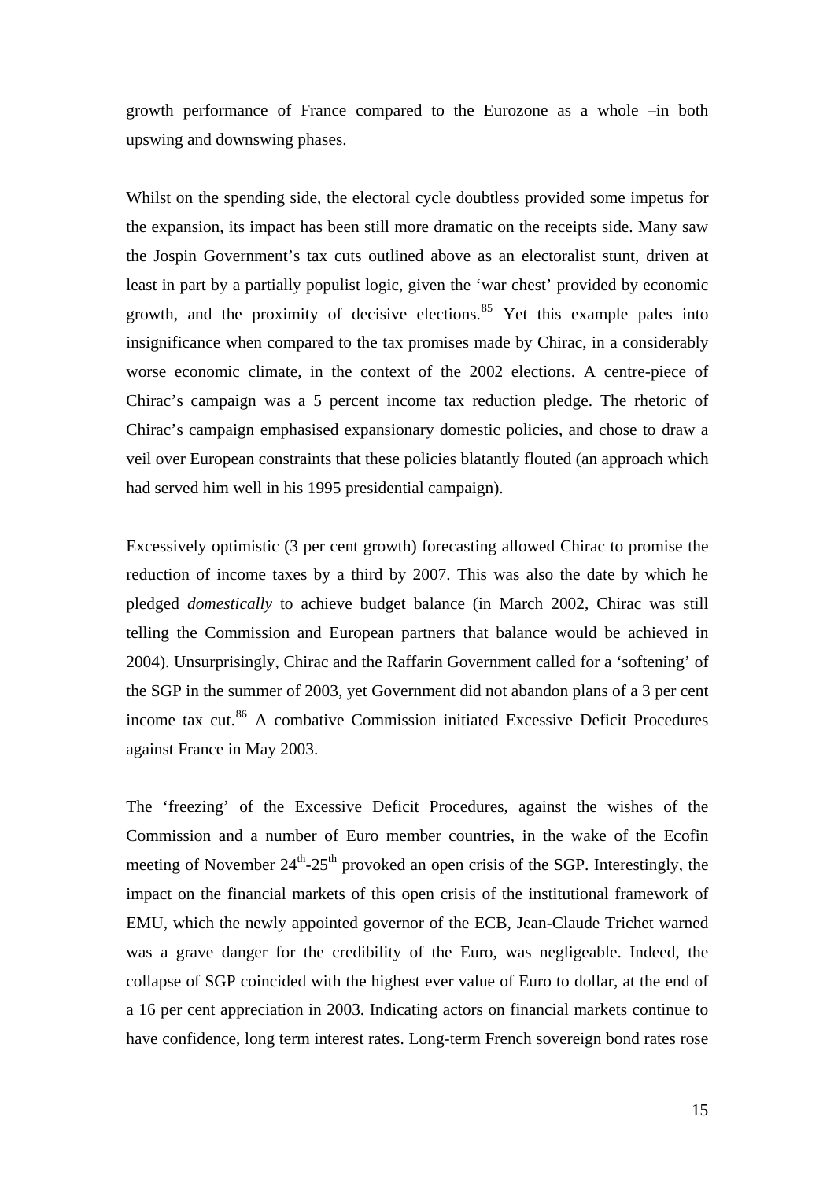growth performance of France compared to the Eurozone as a whole –in both upswing and downswing phases.

Whilst on the spending side, the electoral cycle doubtless provided some impetus for the expansion, its impact has been still more dramatic on the receipts side. Many saw the Jospin Government's tax cuts outlined above as an electoralist stunt, driven at least in part by a partially populist logic, given the 'war chest' provided by economic growth, and the proximity of decisive elections.[85] Yet this example pales into insignificance when compared to the tax promises made by Chirac, in a considerably worse economic climate, in the context of the 2002 elections. A centre-piece of Chirac's campaign was a 5 percent income tax reduction pledge. The rhetoric of Chirac's campaign emphasised expansionary domestic policies, and chose to draw a veil over European constraints that these policies blatantly flouted (an approach which had served him well in his 1995 presidential campaign).

Excessively optimistic (3 per cent growth) forecasting allowed Chirac to promise the reduction of income taxes by a third by 2007. This was also the date by which he pledged *domestically* to achieve budget balance (in March 2002, Chirac was still telling the Commission and European partners that balance would be achieved in 2004). Unsurprisingly, Chirac and the Raffarin Government called for a 'softening' of the SGP in the summer of 2003, yet Government did not abandon plans of a 3 per cent income tax cut.[86] A combative Commission initiated Excessive Deficit Procedures against France in May 2003.

The 'freezing' of the Excessive Deficit Procedures, against the wishes of the Commission and a number of Euro member countries, in the wake of the Ecofin meeting of November 24th-25th provoked an open crisis of the SGP. Interestingly, the impact on the financial markets of this open crisis of the institutional framework of EMU, which the newly appointed governor of the ECB, Jean-Claude Trichet warned was a grave danger for the credibility of the Euro, was negligeable. Indeed, the collapse of SGP coincided with the highest ever value of Euro to dollar, at the end of a 16 per cent appreciation in 2003. Indicating actors on financial markets continue to have confidence, long term interest rates. Long-term French sovereign bond rates rose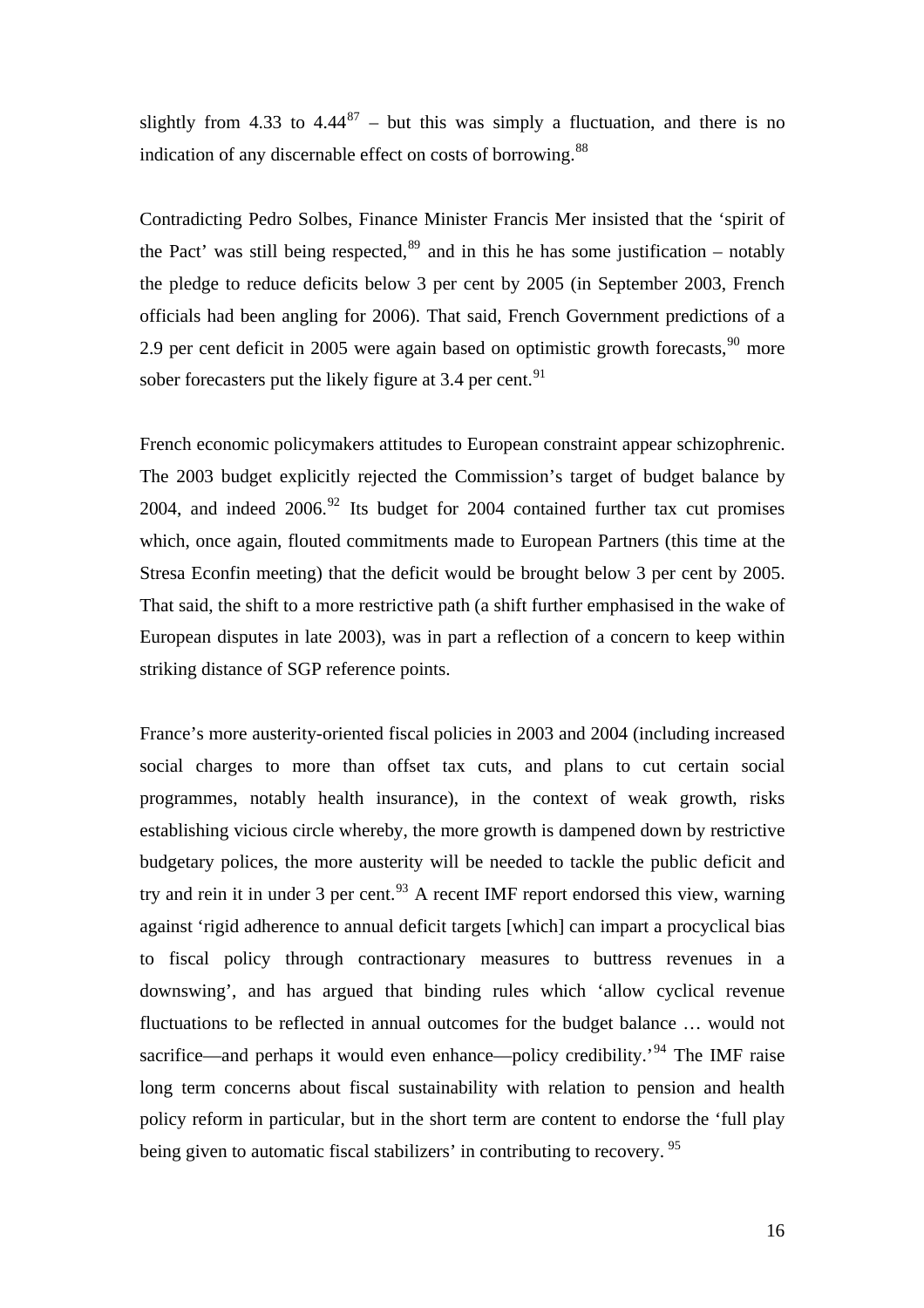slightly from 4.33 to 4.44[87] – but this was simply a fluctuation, and there is no indication of any discernable effect on costs of borrowing.[88]

Contradicting Pedro Solbes, Finance Minister Francis Mer insisted that the 'spirit of the Pact' was still being respected,[89] and in this he has some justification – notably the pledge to reduce deficits below 3 per cent by 2005 (in September 2003, French officials had been angling for 2006). That said, French Government predictions of a 2.9 per cent deficit in 2005 were again based on optimistic growth forecasts,[90] more sober forecasters put the likely figure at 3.4 per cent.[91]

French economic policymakers attitudes to European constraint appear schizophrenic. The 2003 budget explicitly rejected the Commission's target of budget balance by 2004, and indeed 2006.[92] Its budget for 2004 contained further tax cut promises which, once again, flouted commitments made to European Partners (this time at the Stresa Econfin meeting) that the deficit would be brought below 3 per cent by 2005. That said, the shift to a more restrictive path (a shift further emphasised in the wake of European disputes in late 2003), was in part a reflection of a concern to keep within striking distance of SGP reference points.

France's more austerity-oriented fiscal policies in 2003 and 2004 (including increased social charges to more than offset tax cuts, and plans to cut certain social programmes, notably health insurance), in the context of weak growth, risks establishing vicious circle whereby, the more growth is dampened down by restrictive budgetary polices, the more austerity will be needed to tackle the public deficit and try and rein it in under 3 per cent.[93] A recent IMF report endorsed this view, warning against 'rigid adherence to annual deficit targets [which] can impart a procyclical bias to fiscal policy through contractionary measures to buttress revenues in a downswing', and has argued that binding rules which 'allow cyclical revenue fluctuations to be reflected in annual outcomes for the budget balance … would not sacrifice—and perhaps it would even enhance—policy credibility.'[94] The IMF raise long term concerns about fiscal sustainability with relation to pension and health policy reform in particular, but in the short term are content to endorse the 'full play being given to automatic fiscal stabilizers' in contributing to recovery. [95]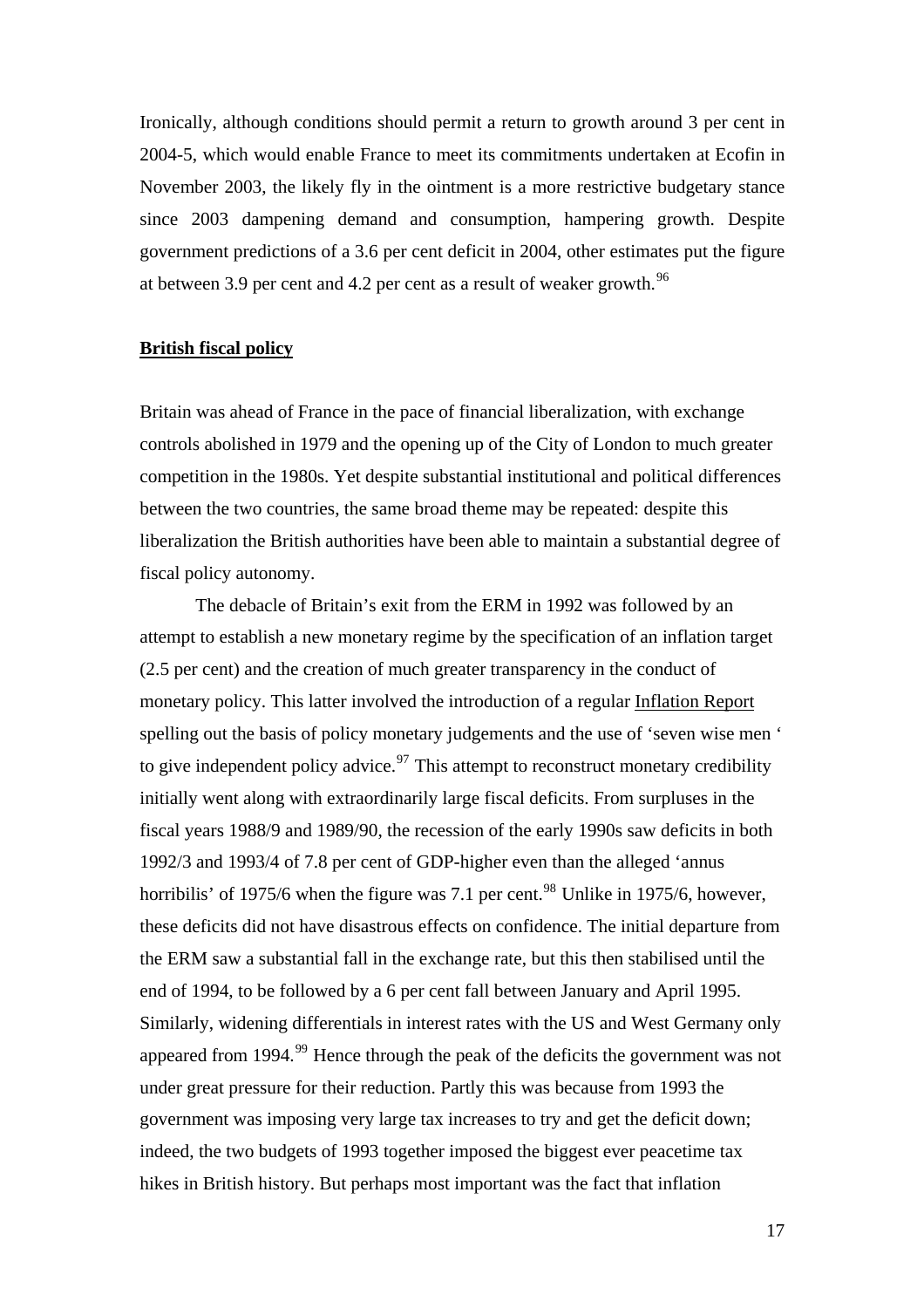Ironically, although conditions should permit a return to growth around 3 per cent in 2004-5, which would enable France to meet its commitments undertaken at Ecofin in November 2003, the likely fly in the ointment is a more restrictive budgetary stance since 2003 dampening demand and consumption, hampering growth. Despite government predictions of a 3.6 per cent deficit in 2004, other estimates put the figure at between 3.9 per cent and 4.2 per cent as a result of weaker growth.[96]

## British fiscal policy

Britain was ahead of France in the pace of financial liberalization, with exchange controls abolished in 1979 and the opening up of the City of London to much greater competition in the 1980s. Yet despite substantial institutional and political differences between the two countries, the same broad theme may be repeated: despite this liberalization the British authorities have been able to maintain a substantial degree of fiscal policy autonomy.

The debacle of Britain's exit from the ERM in 1992 was followed by an attempt to establish a new monetary regime by the specification of an inflation target (2.5 per cent) and the creation of much greater transparency in the conduct of monetary policy. This latter involved the introduction of a regular Inflation Report spelling out the basis of policy monetary judgements and the use of 'seven wise men ' to give independent policy advice.[97] This attempt to reconstruct monetary credibility initially went along with extraordinarily large fiscal deficits. From surpluses in the fiscal years 1988/9 and 1989/90, the recession of the early 1990s saw deficits in both 1992/3 and 1993/4 of 7.8 per cent of GDP-higher even than the alleged 'annus horribilis' of 1975/6 when the figure was 7.1 per cent.[98] Unlike in 1975/6, however, these deficits did not have disastrous effects on confidence. The initial departure from the ERM saw a substantial fall in the exchange rate, but this then stabilised until the end of 1994, to be followed by a 6 per cent fall between January and April 1995. Similarly, widening differentials in interest rates with the US and West Germany only appeared from 1994.[99] Hence through the peak of the deficits the government was not under great pressure for their reduction. Partly this was because from 1993 the government was imposing very large tax increases to try and get the deficit down; indeed, the two budgets of 1993 together imposed the biggest ever peacetime tax hikes in British history. But perhaps most important was the fact that inflation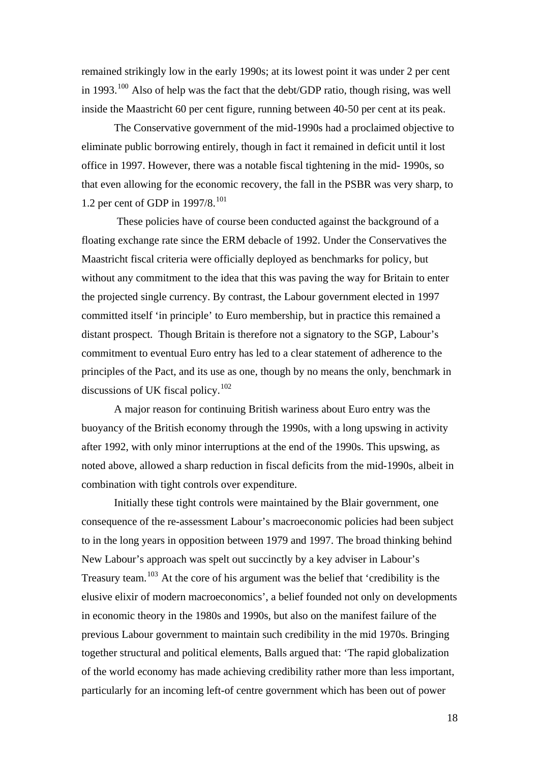remained strikingly low in the early 1990s; at its lowest point it was under 2 per cent in 1993.[100] Also of help was the fact that the debt/GDP ratio, though rising, was well inside the Maastricht 60 per cent figure, running between 40-50 per cent at its peak.

The Conservative government of the mid-1990s had a proclaimed objective to eliminate public borrowing entirely, though in fact it remained in deficit until it lost office in 1997. However, there was a notable fiscal tightening in the mid- 1990s, so that even allowing for the economic recovery, the fall in the PSBR was very sharp, to 1.2 per cent of GDP in 1997/8.[101]

These policies have of course been conducted against the background of a floating exchange rate since the ERM debacle of 1992. Under the Conservatives the Maastricht fiscal criteria were officially deployed as benchmarks for policy, but without any commitment to the idea that this was paving the way for Britain to enter the projected single currency. By contrast, the Labour government elected in 1997 committed itself 'in principle' to Euro membership, but in practice this remained a distant prospect. Though Britain is therefore not a signatory to the SGP, Labour's commitment to eventual Euro entry has led to a clear statement of adherence to the principles of the Pact, and its use as one, though by no means the only, benchmark in discussions of UK fiscal policy.[102]

A major reason for continuing British wariness about Euro entry was the buoyancy of the British economy through the 1990s, with a long upswing in activity after 1992, with only minor interruptions at the end of the 1990s. This upswing, as noted above, allowed a sharp reduction in fiscal deficits from the mid-1990s, albeit in combination with tight controls over expenditure.

Initially these tight controls were maintained by the Blair government, one consequence of the re-assessment Labour's macroeconomic policies had been subject to in the long years in opposition between 1979 and 1997. The broad thinking behind New Labour's approach was spelt out succinctly by a key adviser in Labour's Treasury team.[103] At the core of his argument was the belief that 'credibility is the elusive elixir of modern macroeconomics', a belief founded not only on developments in economic theory in the 1980s and 1990s, but also on the manifest failure of the previous Labour government to maintain such credibility in the mid 1970s. Bringing together structural and political elements, Balls argued that: 'The rapid globalization of the world economy has made achieving credibility rather more than less important, particularly for an incoming left-of centre government which has been out of power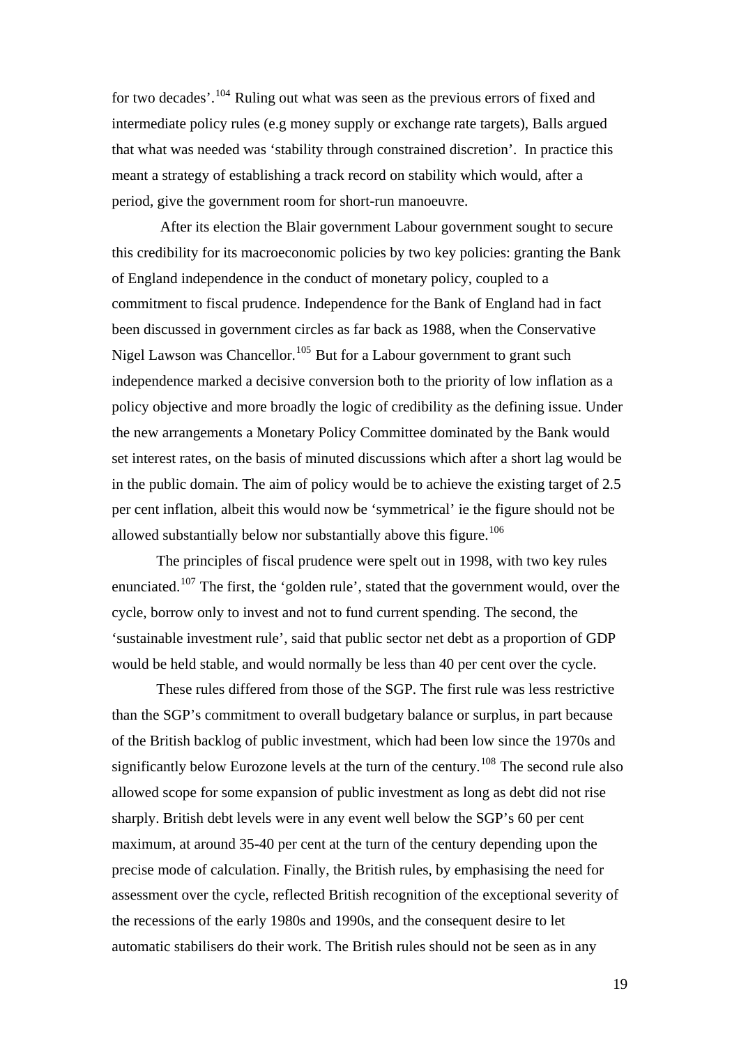for two decades'.[104] Ruling out what was seen as the previous errors of fixed and intermediate policy rules (e.g money supply or exchange rate targets), Balls argued that what was needed was 'stability through constrained discretion'. In practice this meant a strategy of establishing a track record on stability which would, after a period, give the government room for short-run manoeuvre.

After its election the Blair government Labour government sought to secure this credibility for its macroeconomic policies by two key policies: granting the Bank of England independence in the conduct of monetary policy, coupled to a commitment to fiscal prudence. Independence for the Bank of England had in fact been discussed in government circles as far back as 1988, when the Conservative Nigel Lawson was Chancellor.[105] But for a Labour government to grant such independence marked a decisive conversion both to the priority of low inflation as a policy objective and more broadly the logic of credibility as the defining issue. Under the new arrangements a Monetary Policy Committee dominated by the Bank would set interest rates, on the basis of minuted discussions which after a short lag would be in the public domain. The aim of policy would be to achieve the existing target of 2.5 per cent inflation, albeit this would now be 'symmetrical' ie the figure should not be allowed substantially below nor substantially above this figure.[106]

The principles of fiscal prudence were spelt out in 1998, with two key rules enunciated.[107] The first, the 'golden rule', stated that the government would, over the cycle, borrow only to invest and not to fund current spending. The second, the 'sustainable investment rule', said that public sector net debt as a proportion of GDP would be held stable, and would normally be less than 40 per cent over the cycle.

These rules differed from those of the SGP. The first rule was less restrictive than the SGP's commitment to overall budgetary balance or surplus, in part because of the British backlog of public investment, which had been low since the 1970s and significantly below Eurozone levels at the turn of the century.[108] The second rule also allowed scope for some expansion of public investment as long as debt did not rise sharply. British debt levels were in any event well below the SGP's 60 per cent maximum, at around 35-40 per cent at the turn of the century depending upon the precise mode of calculation. Finally, the British rules, by emphasising the need for assessment over the cycle, reflected British recognition of the exceptional severity of the recessions of the early 1980s and 1990s, and the consequent desire to let automatic stabilisers do their work. The British rules should not be seen as in any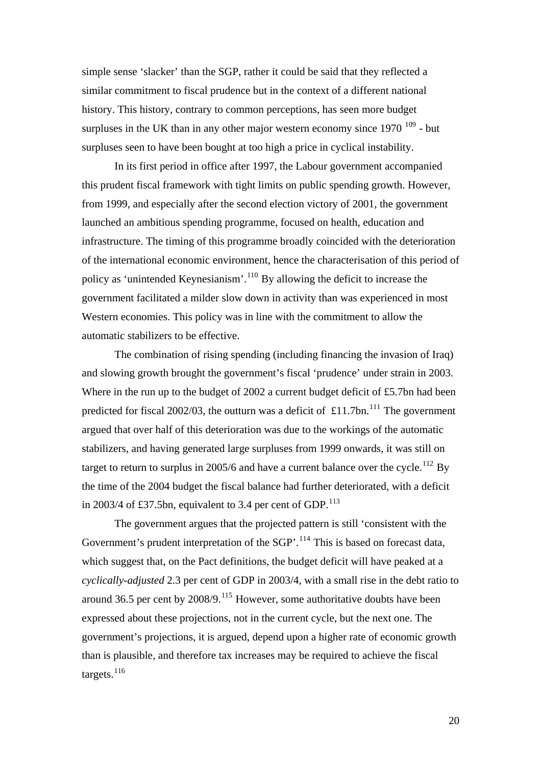simple sense 'slacker' than the SGP, rather it could be said that they reflected a similar commitment to fiscal prudence but in the context of a different national history. This history, contrary to common perceptions, has seen more budget surpluses in the UK than in any other major western economy since 1970 [109] - but surpluses seen to have been bought at too high a price in cyclical instability.

In its first period in office after 1997, the Labour government accompanied this prudent fiscal framework with tight limits on public spending growth. However, from 1999, and especially after the second election victory of 2001, the government launched an ambitious spending programme, focused on health, education and infrastructure. The timing of this programme broadly coincided with the deterioration of the international economic environment, hence the characterisation of this period of policy as 'unintended Keynesianism'.[110] By allowing the deficit to increase the government facilitated a milder slow down in activity than was experienced in most Western economies. This policy was in line with the commitment to allow the automatic stabilizers to be effective.

The combination of rising spending (including financing the invasion of Iraq) and slowing growth brought the government's fiscal 'prudence' under strain in 2003. Where in the run up to the budget of 2002 a current budget deficit of £5.7bn had been predicted for fiscal 2002/03, the outturn was a deficit of £11.7bn.[111] The government argued that over half of this deterioration was due to the workings of the automatic stabilizers, and having generated large surpluses from 1999 onwards, it was still on target to return to surplus in 2005/6 and have a current balance over the cycle.[112] By the time of the 2004 budget the fiscal balance had further deteriorated, with a deficit in 2003/4 of £37.5bn, equivalent to 3.4 per cent of GDP.[113]

The government argues that the projected pattern is still 'consistent with the Government's prudent interpretation of the SGP'.[114] This is based on forecast data, which suggest that, on the Pact definitions, the budget deficit will have peaked at a *cyclically-adjusted* 2.3 per cent of GDP in 2003/4, with a small rise in the debt ratio to around 36.5 per cent by 2008/9.[115] However, some authoritative doubts have been expressed about these projections, not in the current cycle, but the next one. The government's projections, it is argued, depend upon a higher rate of economic growth than is plausible, and therefore tax increases may be required to achieve the fiscal targets.[116]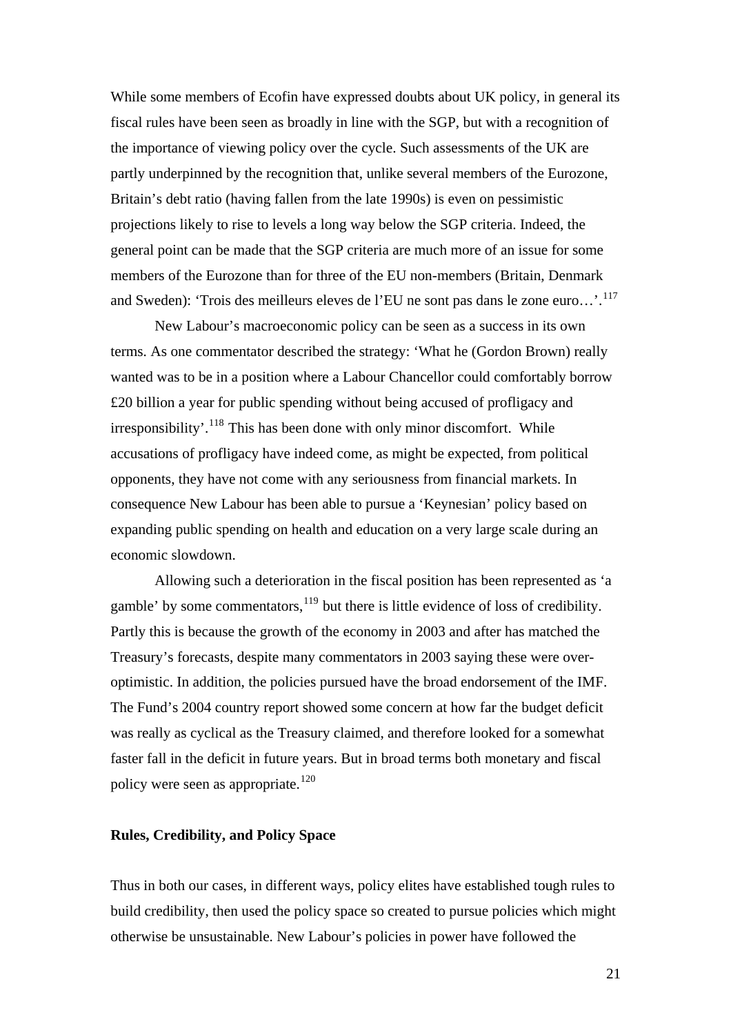While some members of Ecofin have expressed doubts about UK policy, in general its fiscal rules have been seen as broadly in line with the SGP, but with a recognition of the importance of viewing policy over the cycle. Such assessments of the UK are partly underpinned by the recognition that, unlike several members of the Eurozone, Britain's debt ratio (having fallen from the late 1990s) is even on pessimistic projections likely to rise to levels a long way below the SGP criteria. Indeed, the general point can be made that the SGP criteria are much more of an issue for some members of the Eurozone than for three of the EU non-members (Britain, Denmark and Sweden): 'Trois des meilleurs eleves de l'EU ne sont pas dans le zone euro…'.[117]

New Labour's macroeconomic policy can be seen as a success in its own terms. As one commentator described the strategy: 'What he (Gordon Brown) really wanted was to be in a position where a Labour Chancellor could comfortably borrow £20 billion a year for public spending without being accused of profligacy and irresponsibility'.[118] This has been done with only minor discomfort. While accusations of profligacy have indeed come, as might be expected, from political opponents, they have not come with any seriousness from financial markets. In consequence New Labour has been able to pursue a 'Keynesian' policy based on expanding public spending on health and education on a very large scale during an economic slowdown.

Allowing such a deterioration in the fiscal position has been represented as 'a gamble' by some commentators,[119] but there is little evidence of loss of credibility. Partly this is because the growth of the economy in 2003 and after has matched the Treasury's forecasts, despite many commentators in 2003 saying these were over-optimistic. In addition, the policies pursued have the broad endorsement of the IMF. The Fund's 2004 country report showed some concern at how far the budget deficit was really as cyclical as the Treasury claimed, and therefore looked for a somewhat faster fall in the deficit in future years. But in broad terms both monetary and fiscal policy were seen as appropriate.[120]

**Rules, Credibility, and Policy Space**

Thus in both our cases, in different ways, policy elites have established tough rules to build credibility, then used the policy space so created to pursue policies which might otherwise be unsustainable. New Labour's policies in power have followed the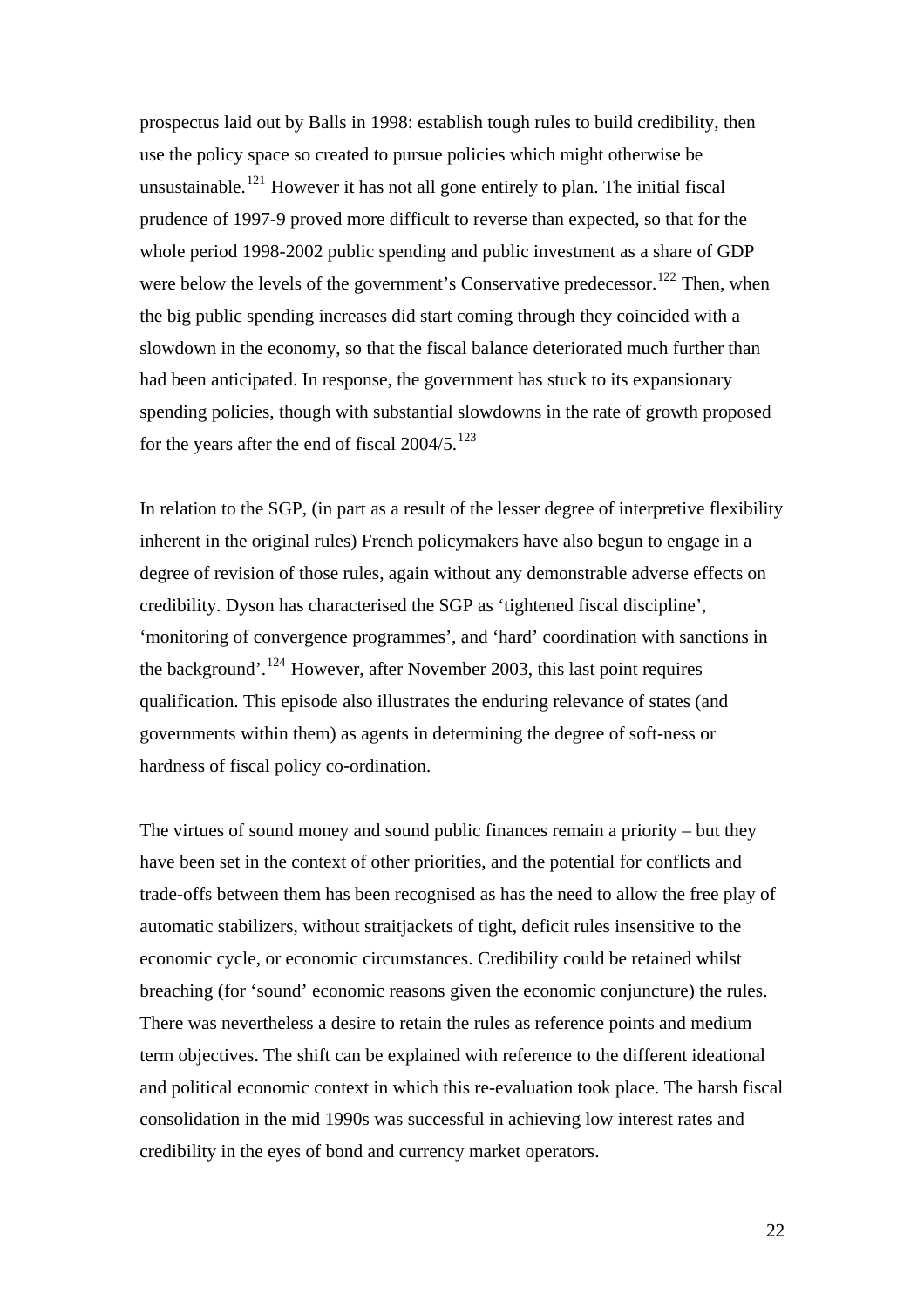prospectus laid out by Balls in 1998: establish tough rules to build credibility, then use the policy space so created to pursue policies which might otherwise be unsustainable.[121] However it has not all gone entirely to plan. The initial fiscal prudence of 1997-9 proved more difficult to reverse than expected, so that for the whole period 1998-2002 public spending and public investment as a share of GDP were below the levels of the government's Conservative predecessor.[122] Then, when the big public spending increases did start coming through they coincided with a slowdown in the economy, so that the fiscal balance deteriorated much further than had been anticipated. In response, the government has stuck to its expansionary spending policies, though with substantial slowdowns in the rate of growth proposed for the years after the end of fiscal 2004/5.[123]

In relation to the SGP, (in part as a result of the lesser degree of interpretive flexibility inherent in the original rules) French policymakers have also begun to engage in a degree of revision of those rules, again without any demonstrable adverse effects on credibility. Dyson has characterised the SGP as 'tightened fiscal discipline', 'monitoring of convergence programmes', and 'hard' coordination with sanctions in the background'.[124] However, after November 2003, this last point requires qualification. This episode also illustrates the enduring relevance of states (and governments within them) as agents in determining the degree of soft-ness or hardness of fiscal policy co-ordination.

The virtues of sound money and sound public finances remain a priority – but they have been set in the context of other priorities, and the potential for conflicts and trade-offs between them has been recognised as has the need to allow the free play of automatic stabilizers, without straitjackets of tight, deficit rules insensitive to the economic cycle, or economic circumstances. Credibility could be retained whilst breaching (for 'sound' economic reasons given the economic conjuncture) the rules. There was nevertheless a desire to retain the rules as reference points and medium term objectives. The shift can be explained with reference to the different ideational and political economic context in which this re-evaluation took place. The harsh fiscal consolidation in the mid 1990s was successful in achieving low interest rates and credibility in the eyes of bond and currency market operators.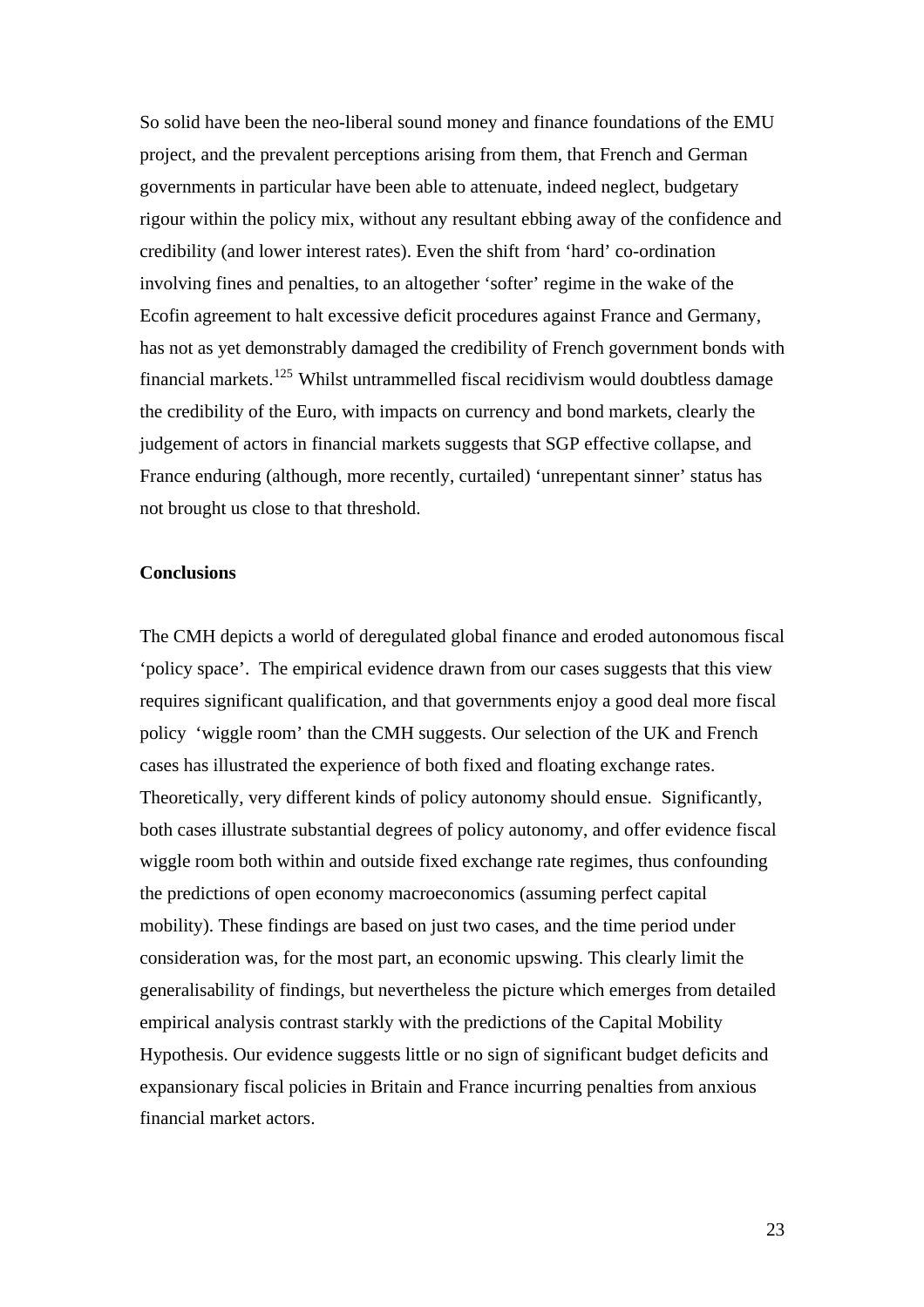So solid have been the neo-liberal sound money and finance foundations of the EMU project, and the prevalent perceptions arising from them, that French and German governments in particular have been able to attenuate, indeed neglect, budgetary rigour within the policy mix, without any resultant ebbing away of the confidence and credibility (and lower interest rates). Even the shift from 'hard' co-ordination involving fines and penalties, to an altogether 'softer' regime in the wake of the Ecofin agreement to halt excessive deficit procedures against France and Germany, has not as yet demonstrably damaged the credibility of French government bonds with financial markets.[125] Whilst untrammelled fiscal recidivism would doubtless damage the credibility of the Euro, with impacts on currency and bond markets, clearly the judgement of actors in financial markets suggests that SGP effective collapse, and France enduring (although, more recently, curtailed) 'unrepentant sinner' status has not brought us close to that threshold.

**Conclusions**

The CMH depicts a world of deregulated global finance and eroded autonomous fiscal 'policy space'. The empirical evidence drawn from our cases suggests that this view requires significant qualification, and that governments enjoy a good deal more fiscal policy 'wiggle room' than the CMH suggests. Our selection of the UK and French cases has illustrated the experience of both fixed and floating exchange rates. Theoretically, very different kinds of policy autonomy should ensue. Significantly, both cases illustrate substantial degrees of policy autonomy, and offer evidence fiscal wiggle room both within and outside fixed exchange rate regimes, thus confounding the predictions of open economy macroeconomics (assuming perfect capital mobility). These findings are based on just two cases, and the time period under consideration was, for the most part, an economic upswing. This clearly limit the generalisability of findings, but nevertheless the picture which emerges from detailed empirical analysis contrast starkly with the predictions of the Capital Mobility Hypothesis. Our evidence suggests little or no sign of significant budget deficits and expansionary fiscal policies in Britain and France incurring penalties from anxious financial market actors.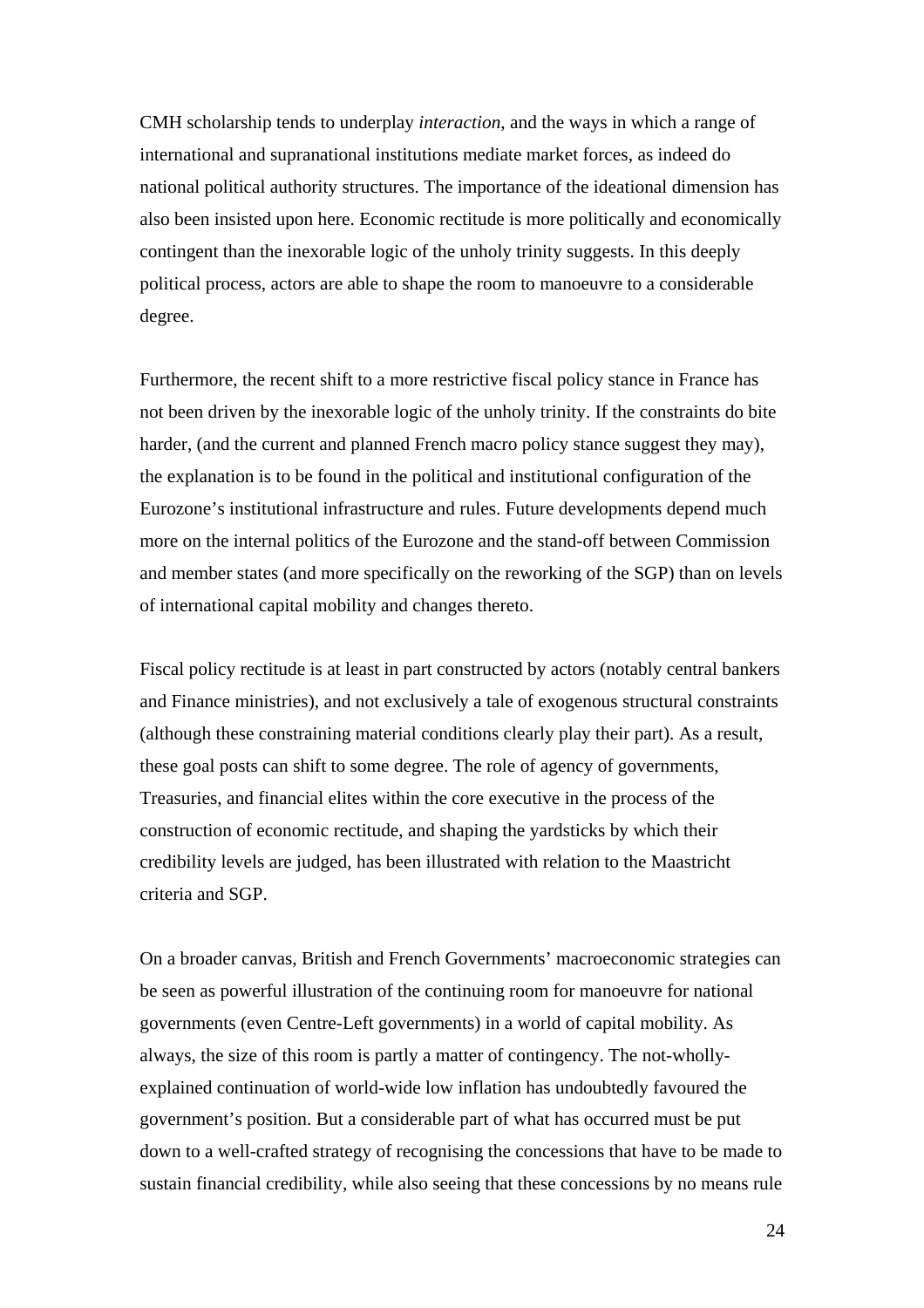CMH scholarship tends to underplay *interaction*, and the ways in which a range of international and supranational institutions mediate market forces, as indeed do national political authority structures. The importance of the ideational dimension has also been insisted upon here. Economic rectitude is more politically and economically contingent than the inexorable logic of the unholy trinity suggests. In this deeply political process, actors are able to shape the room to manoeuvre to a considerable degree.

Furthermore, the recent shift to a more restrictive fiscal policy stance in France has not been driven by the inexorable logic of the unholy trinity. If the constraints do bite harder, (and the current and planned French macro policy stance suggest they may), the explanation is to be found in the political and institutional configuration of the Eurozone's institutional infrastructure and rules. Future developments depend much more on the internal politics of the Eurozone and the stand-off between Commission and member states (and more specifically on the reworking of the SGP) than on levels of international capital mobility and changes thereto.

Fiscal policy rectitude is at least in part constructed by actors (notably central bankers and Finance ministries), and not exclusively a tale of exogenous structural constraints (although these constraining material conditions clearly play their part). As a result, these goal posts can shift to some degree. The role of agency of governments, Treasuries, and financial elites within the core executive in the process of the construction of economic rectitude, and shaping the yardsticks by which their credibility levels are judged, has been illustrated with relation to the Maastricht criteria and SGP.

On a broader canvas, British and French Governments' macroeconomic strategies can be seen as powerful illustration of the continuing room for manoeuvre for national governments (even Centre-Left governments) in a world of capital mobility. As always, the size of this room is partly a matter of contingency. The not-wholly-explained continuation of world-wide low inflation has undoubtedly favoured the government's position. But a considerable part of what has occurred must be put down to a well-crafted strategy of recognising the concessions that have to be made to sustain financial credibility, while also seeing that these concessions by no means rule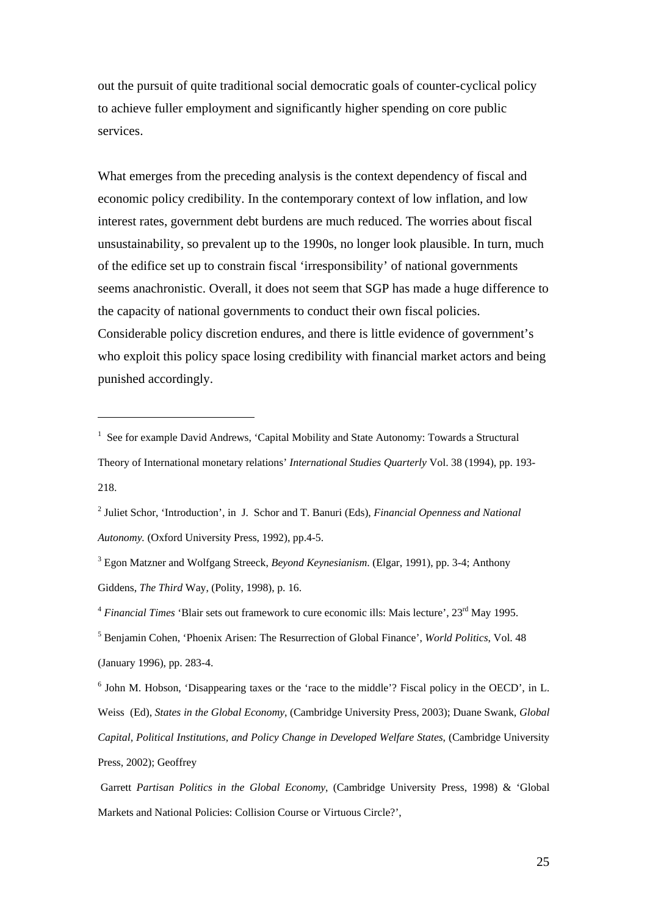out the pursuit of quite traditional social democratic goals of counter-cyclical policy to achieve fuller employment and significantly higher spending on core public services.

What emerges from the preceding analysis is the context dependency of fiscal and economic policy credibility. In the contemporary context of low inflation, and low interest rates, government debt burdens are much reduced. The worries about fiscal unsustainability, so prevalent up to the 1990s, no longer look plausible. In turn, much of the edifice set up to constrain fiscal 'irresponsibility' of national governments seems anachronistic. Overall, it does not seem that SGP has made a huge difference to the capacity of national governments to conduct their own fiscal policies. Considerable policy discretion endures, and there is little evidence of government's who exploit this policy space losing credibility with financial market actors and being punished accordingly.

---

[1] See for example David Andrews, 'Capital Mobility and State Autonomy: Towards a Structural Theory of International monetary relations' *International Studies Quarterly* Vol. 38 (1994), pp. 193-218.

[2] Juliet Schor, 'Introduction', in J. Schor and T. Banuri (Eds), *Financial Openness and National Autonomy.* (Oxford University Press, 1992), pp.4-5.

[3] Egon Matzner and Wolfgang Streeck, *Beyond Keynesianism*. (Elgar, 1991), pp. 3-4; Anthony Giddens, *The Third* Way, (Polity, 1998), p. 16.

[4] *Financial Times* 'Blair sets out framework to cure economic ills: Mais lecture', 23rd May 1995.

[5] Benjamin Cohen, 'Phoenix Arisen: The Resurrection of Global Finance', *World Politics*, Vol. 48 (January 1996), pp. 283-4.

[6] John M. Hobson, 'Disappearing taxes or the 'race to the middle'? Fiscal policy in the OECD', in L. Weiss (Ed), *States in the Global Economy*, (Cambridge University Press, 2003); Duane Swank, *Global Capital, Political Institutions, and Policy Change in Developed Welfare States*, (Cambridge University Press, 2002); Geoffrey

Garrett *Partisan Politics in the Global Economy*, (Cambridge University Press, 1998) & 'Global Markets and National Policies: Collision Course or Virtuous Circle?',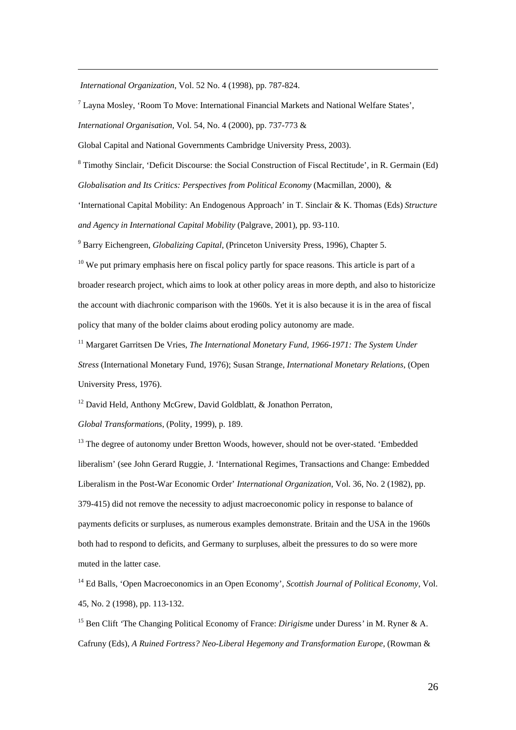*International Organization*, Vol. 52 No. 4 (1998), pp. 787-824.

[7] Layna Mosley, 'Room To Move: International Financial Markets and National Welfare States', *International Organisation*, Vol. 54, No. 4 (2000), pp. 737-773 &

Global Capital and National Governments Cambridge University Press, 2003).

[8] Timothy Sinclair, 'Deficit Discourse: the Social Construction of Fiscal Rectitude', in R. Germain (Ed) *Globalisation and Its Critics: Perspectives from Political Economy* (Macmillan, 2000), &

'International Capital Mobility: An Endogenous Approach' in T. Sinclair & K. Thomas (Eds) *Structure and Agency in International Capital Mobility* (Palgrave, 2001), pp. 93-110.

[9] Barry Eichengreen, *Globalizing Capital*, (Princeton University Press, 1996), Chapter 5.

[10] We put primary emphasis here on fiscal policy partly for space reasons. This article is part of a broader research project, which aims to look at other policy areas in more depth, and also to historicize the account with diachronic comparison with the 1960s. Yet it is also because it is in the area of fiscal policy that many of the bolder claims about eroding policy autonomy are made.

[11] Margaret Garritsen De Vries, *The International Monetary Fund, 1966-1971: The System Under Stress* (International Monetary Fund, 1976); Susan Strange, *International Monetary Relations*, (Open University Press, 1976).

[12] David Held, Anthony McGrew, David Goldblatt, & Jonathon Perraton,

*Global Transformations*, (Polity, 1999), p. 189.

[13] The degree of autonomy under Bretton Woods, however, should not be over-stated. 'Embedded liberalism' (see John Gerard Ruggie, J. 'International Regimes, Transactions and Change: Embedded Liberalism in the Post-War Economic Order' *International Organization*, Vol. 36, No. 2 (1982), pp. 379-415) did not remove the necessity to adjust macroeconomic policy in response to balance of payments deficits or surpluses, as numerous examples demonstrate. Britain and the USA in the 1960s both had to respond to deficits, and Germany to surpluses, albeit the pressures to do so were more muted in the latter case.

[14] Ed Balls, 'Open Macroeconomics in an Open Economy', *Scottish Journal of Political Economy*, Vol. 45, No. 2 (1998), pp. 113-132.

[15] Ben Clift 'The Changing Political Economy of France: *Dirigisme* under Duress' in M. Ryner & A. Cafruny (Eds), *A Ruined Fortress? Neo-Liberal Hegemony and Transformation Europe*, (Rowman &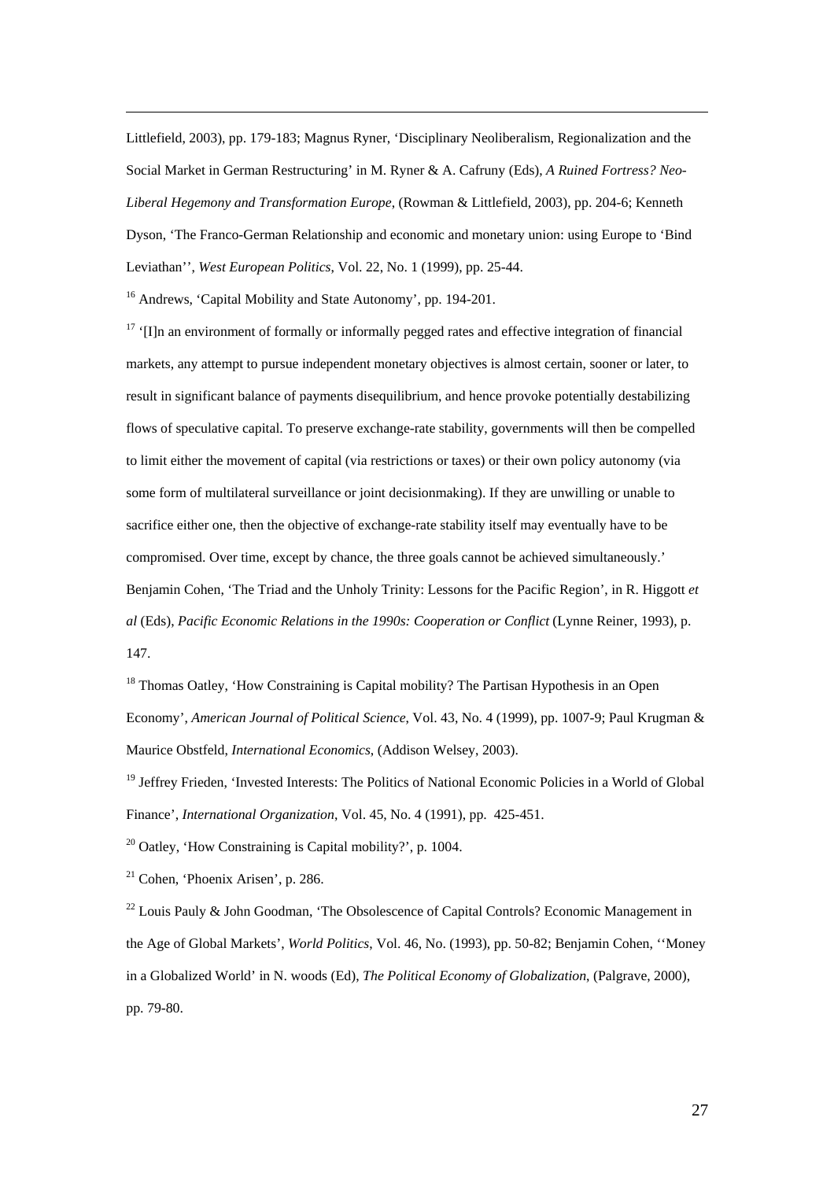Littlefield, 2003), pp. 179-183; Magnus Ryner, 'Disciplinary Neoliberalism, Regionalization and the Social Market in German Restructuring' in M. Ryner & A. Cafruny (Eds), *A Ruined Fortress? Neo-Liberal Hegemony and Transformation Europe*, (Rowman & Littlefield, 2003), pp. 204-6; Kenneth Dyson, 'The Franco-German Relationship and economic and monetary union: using Europe to 'Bind Leviathan'', *West European Politics*, Vol. 22, No. 1 (1999), pp. 25-44.

[16] Andrews, 'Capital Mobility and State Autonomy', pp. 194-201.

[17] '[I]n an environment of formally or informally pegged rates and effective integration of financial markets, any attempt to pursue independent monetary objectives is almost certain, sooner or later, to result in significant balance of payments disequilibrium, and hence provoke potentially destabilizing flows of speculative capital. To preserve exchange-rate stability, governments will then be compelled to limit either the movement of capital (via restrictions or taxes) or their own policy autonomy (via some form of multilateral surveillance or joint decisionmaking). If they are unwilling or unable to sacrifice either one, then the objective of exchange-rate stability itself may eventually have to be compromised. Over time, except by chance, the three goals cannot be achieved simultaneously.' Benjamin Cohen, 'The Triad and the Unholy Trinity: Lessons for the Pacific Region', in R. Higgott *et al* (Eds), *Pacific Economic Relations in the 1990s: Cooperation or Conflict* (Lynne Reiner, 1993), p. 147.

[18] Thomas Oatley, 'How Constraining is Capital mobility? The Partisan Hypothesis in an Open Economy', *American Journal of Political Science*, Vol. 43, No. 4 (1999), pp. 1007-9; Paul Krugman & Maurice Obstfeld, *International Economics*, (Addison Welsey, 2003).

[19] Jeffrey Frieden, 'Invested Interests: The Politics of National Economic Policies in a World of Global Finance', *International Organization*, Vol. 45, No. 4 (1991), pp. 425-451.

[20] Oatley, 'How Constraining is Capital mobility?', p. 1004.

[21] Cohen, 'Phoenix Arisen', p. 286.

[22] Louis Pauly & John Goodman, 'The Obsolescence of Capital Controls? Economic Management in the Age of Global Markets', *World Politics*, Vol. 46, No. (1993), pp. 50-82; Benjamin Cohen, ''Money in a Globalized World' in N. woods (Ed), *The Political Economy of Globalization*, (Palgrave, 2000), pp. 79-80.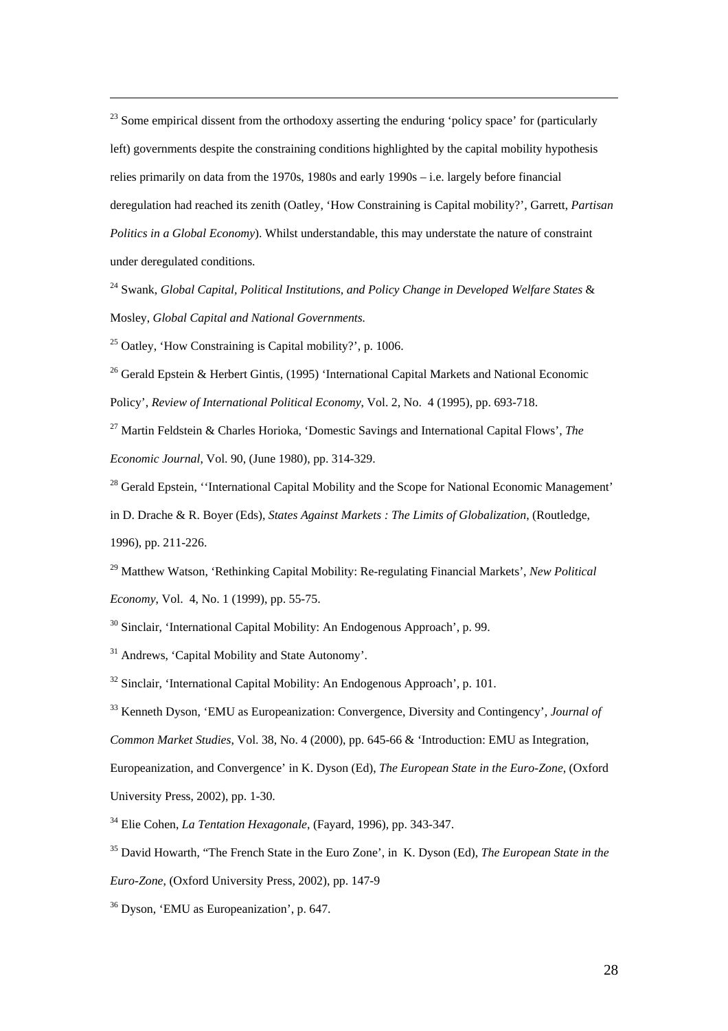[23] Some empirical dissent from the orthodoxy asserting the enduring 'policy space' for (particularly left) governments despite the constraining conditions highlighted by the capital mobility hypothesis relies primarily on data from the 1970s, 1980s and early 1990s – i.e. largely before financial deregulation had reached its zenith (Oatley, 'How Constraining is Capital mobility?', Garrett, *Partisan Politics in a Global Economy*). Whilst understandable, this may understate the nature of constraint under deregulated conditions.

[24] Swank, *Global Capital, Political Institutions, and Policy Change in Developed Welfare States* & Mosley, *Global Capital and National Governments.*

[25] Oatley, 'How Constraining is Capital mobility?', p. 1006.

[26] Gerald Epstein & Herbert Gintis, (1995) 'International Capital Markets and National Economic Policy', *Review of International Political Economy*, Vol. 2, No. 4 (1995), pp. 693-718.

[27] Martin Feldstein & Charles Horioka, 'Domestic Savings and International Capital Flows', *The Economic Journal*, Vol. 90, (June 1980), pp. 314-329.

[28] Gerald Epstein, ''International Capital Mobility and the Scope for National Economic Management' in D. Drache & R. Boyer (Eds), *States Against Markets : The Limits of Globalization*, (Routledge, 1996), pp. 211-226.

[29] Matthew Watson, 'Rethinking Capital Mobility: Re-regulating Financial Markets', *New Political Economy*, Vol. 4, No. 1 (1999), pp. 55-75.

[30] Sinclair, 'International Capital Mobility: An Endogenous Approach', p. 99.

[31] Andrews, 'Capital Mobility and State Autonomy'.

[32] Sinclair, 'International Capital Mobility: An Endogenous Approach', p. 101.

[33] Kenneth Dyson, 'EMU as Europeanization: Convergence, Diversity and Contingency', *Journal of Common Market Studies*, Vol. 38, No. 4 (2000), pp. 645-66 & 'Introduction: EMU as Integration, Europeanization, and Convergence' in K. Dyson (Ed), *The European State in the Euro-Zone*, (Oxford University Press, 2002), pp. 1-30.

[34] Elie Cohen, *La Tentation Hexagonale*, (Fayard, 1996), pp. 343-347.

[35] David Howarth, "The French State in the Euro Zone', in K. Dyson (Ed), *The European State in the Euro-Zone*, (Oxford University Press, 2002), pp. 147-9

[36] Dyson, 'EMU as Europeanization', p. 647.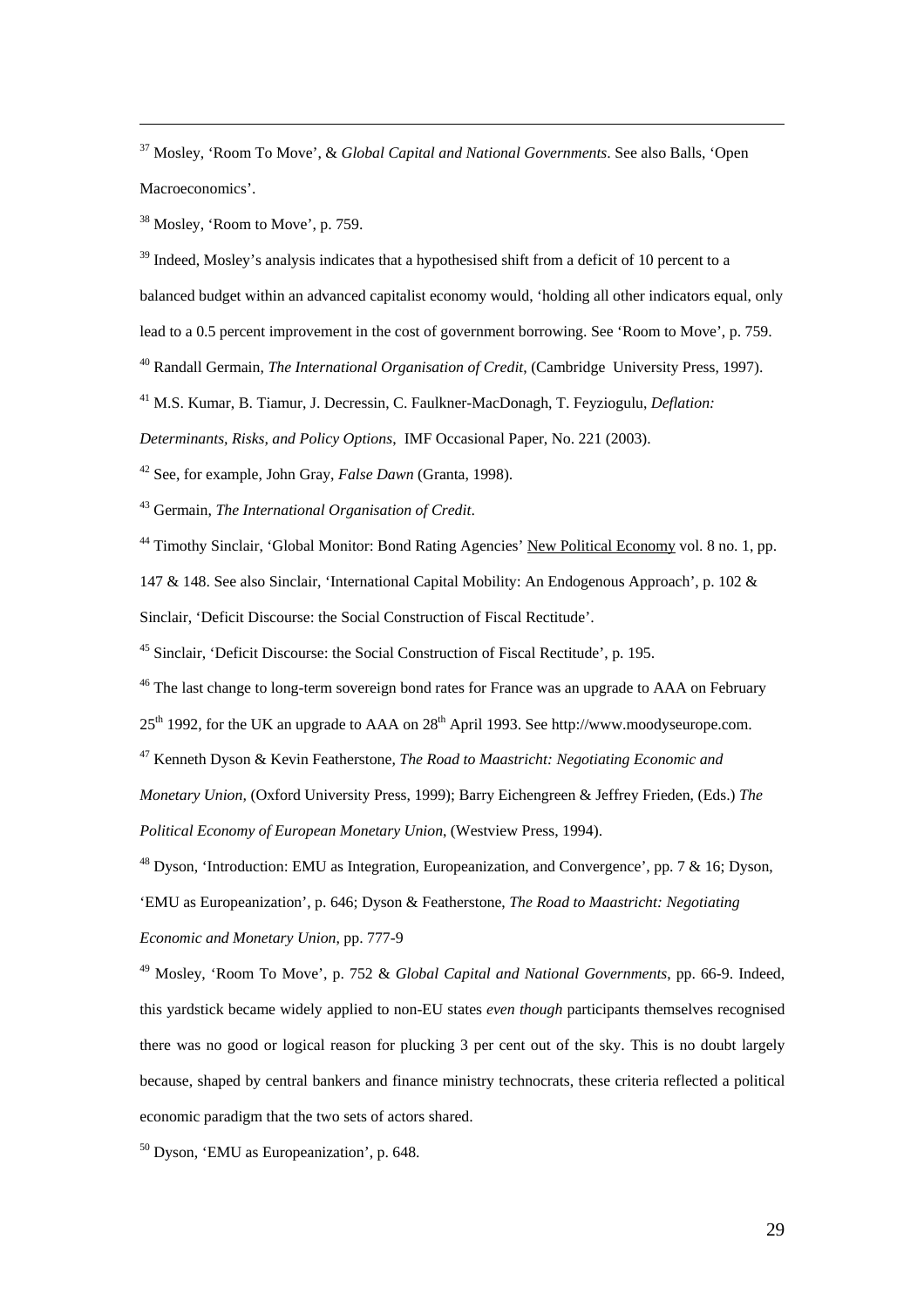[37] Mosley, 'Room To Move', & *Global Capital and National Governments*. See also Balls, 'Open Macroeconomics'.

[38] Mosley, 'Room to Move', p. 759.

[39] Indeed, Mosley's analysis indicates that a hypothesised shift from a deficit of 10 percent to a balanced budget within an advanced capitalist economy would, 'holding all other indicators equal, only lead to a 0.5 percent improvement in the cost of government borrowing. See 'Room to Move', p. 759.

[40] Randall Germain, *The International Organisation of Credit*, (Cambridge University Press, 1997).

[41] M.S. Kumar, B. Tiamur, J. Decressin, C. Faulkner-MacDonagh, T. Feyziogulu, *Deflation: Determinants, Risks, and Policy Options*, IMF Occasional Paper, No. 221 (2003).

[42] See, for example, John Gray, *False Dawn* (Granta, 1998).

[43] Germain, *The International Organisation of Credit*.

[44] Timothy Sinclair, 'Global Monitor: Bond Rating Agencies' New Political Economy vol. 8 no. 1, pp. 147 & 148. See also Sinclair, 'International Capital Mobility: An Endogenous Approach', p. 102 & Sinclair, 'Deficit Discourse: the Social Construction of Fiscal Rectitude'.

[45] Sinclair, 'Deficit Discourse: the Social Construction of Fiscal Rectitude', p. 195.

[46] The last change to long-term sovereign bond rates for France was an upgrade to AAA on February 25th 1992, for the UK an upgrade to AAA on 28th April 1993. See http://www.moodyseurope.com.

[47] Kenneth Dyson & Kevin Featherstone, *The Road to Maastricht: Negotiating Economic and Monetary Union*, (Oxford University Press, 1999); Barry Eichengreen & Jeffrey Frieden, (Eds.) *The Political Economy of European Monetary Union*, (Westview Press, 1994).

[48] Dyson, 'Introduction: EMU as Integration, Europeanization, and Convergence', pp. 7 & 16; Dyson, 'EMU as Europeanization', p. 646; Dyson & Featherstone, *The Road to Maastricht: Negotiating Economic and Monetary Union*, pp. 777-9

[49] Mosley, 'Room To Move', p. 752 & *Global Capital and National Governments*, pp. 66-9. Indeed, this yardstick became widely applied to non-EU states *even though* participants themselves recognised there was no good or logical reason for plucking 3 per cent out of the sky. This is no doubt largely because, shaped by central bankers and finance ministry technocrats, these criteria reflected a political economic paradigm that the two sets of actors shared.

[50] Dyson, 'EMU as Europeanization', p. 648.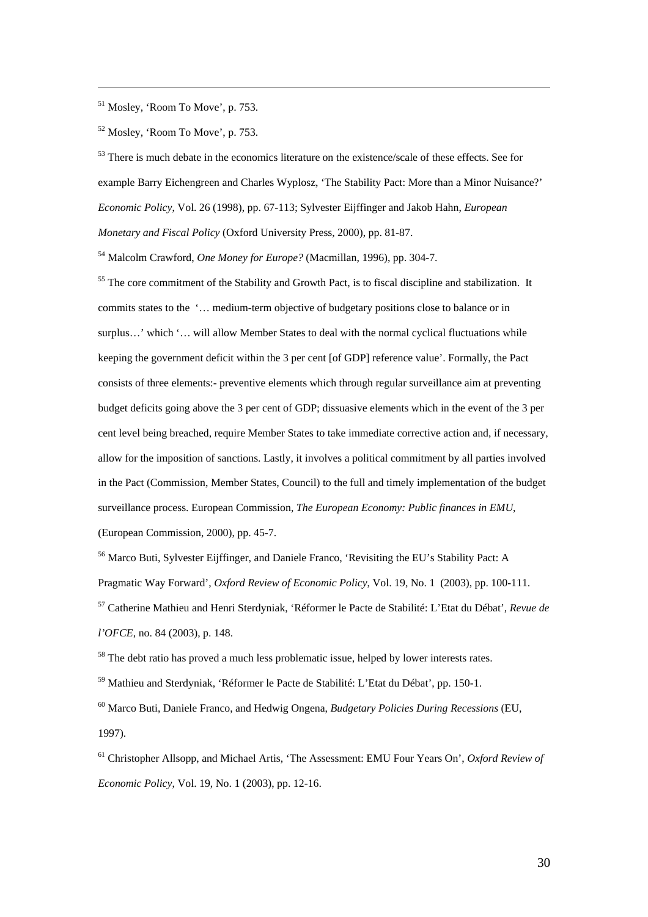[51] Mosley, 'Room To Move', p. 753.

[52] Mosley, 'Room To Move', p. 753.

[53] There is much debate in the economics literature on the existence/scale of these effects. See for example Barry Eichengreen and Charles Wyplosz, 'The Stability Pact: More than a Minor Nuisance?' *Economic Policy*, Vol. 26 (1998), pp. 67-113; Sylvester Eijffinger and Jakob Hahn, *European Monetary and Fiscal Policy* (Oxford University Press, 2000), pp. 81-87.

[54] Malcolm Crawford, *One Money for Europe?* (Macmillan, 1996), pp. 304-7.

[55] The core commitment of the Stability and Growth Pact, is to fiscal discipline and stabilization. It commits states to the '… medium-term objective of budgetary positions close to balance or in surplus…' which '… will allow Member States to deal with the normal cyclical fluctuations while keeping the government deficit within the 3 per cent [of GDP] reference value'. Formally, the Pact consists of three elements:- preventive elements which through regular surveillance aim at preventing budget deficits going above the 3 per cent of GDP; dissuasive elements which in the event of the 3 per cent level being breached, require Member States to take immediate corrective action and, if necessary, allow for the imposition of sanctions. Lastly, it involves a political commitment by all parties involved in the Pact (Commission, Member States, Council) to the full and timely implementation of the budget surveillance process. European Commission, *The European Economy: Public finances in EMU*, (European Commission, 2000), pp. 45-7.

[56] Marco Buti, Sylvester Eijffinger, and Daniele Franco, 'Revisiting the EU's Stability Pact: A Pragmatic Way Forward', *Oxford Review of Economic Policy*, Vol. 19, No. 1 (2003), pp. 100-111.

[57] Catherine Mathieu and Henri Sterdyniak, 'Réformer le Pacte de Stabilité: L'Etat du Débat', *Revue de l'OFCE*, no. 84 (2003), p. 148.

[58] The debt ratio has proved a much less problematic issue, helped by lower interests rates.

[59] Mathieu and Sterdyniak, 'Réformer le Pacte de Stabilité: L'Etat du Débat', pp. 150-1.

[60] Marco Buti, Daniele Franco, and Hedwig Ongena, *Budgetary Policies During Recessions* (EU, 1997).

[61] Christopher Allsopp, and Michael Artis, 'The Assessment: EMU Four Years On', *Oxford Review of Economic Policy*, Vol. 19, No. 1 (2003), pp. 12-16.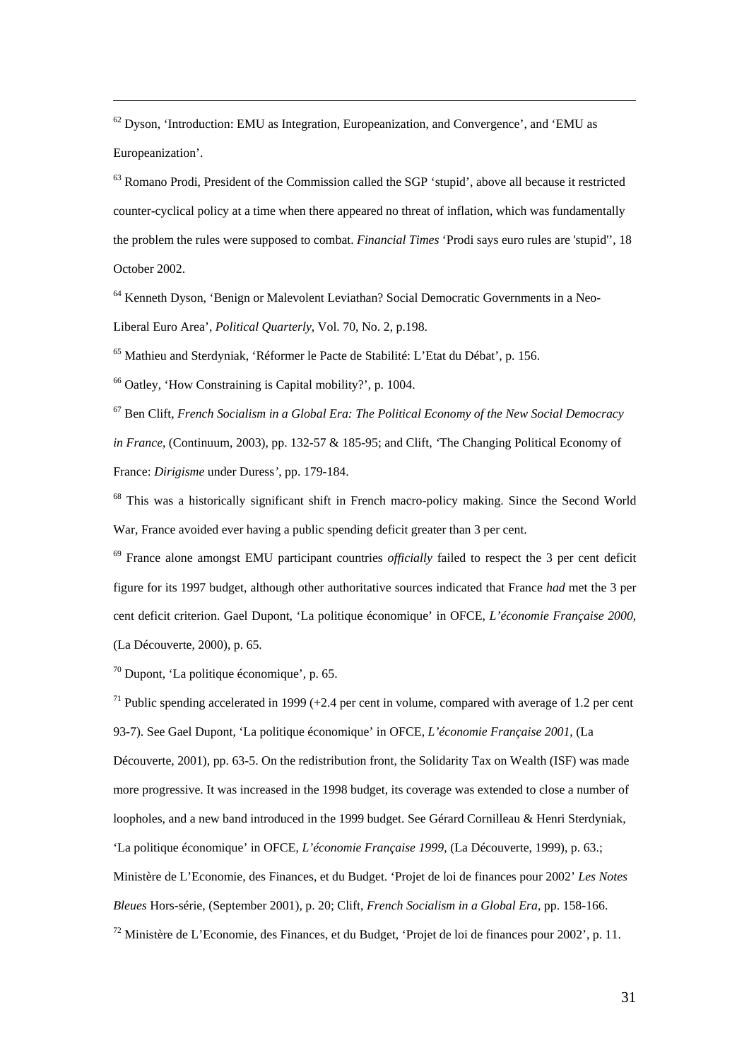[62] Dyson, 'Introduction: EMU as Integration, Europeanization, and Convergence', and 'EMU as Europeanization'.

[63] Romano Prodi, President of the Commission called the SGP 'stupid', above all because it restricted counter-cyclical policy at a time when there appeared no threat of inflation, which was fundamentally the problem the rules were supposed to combat. *Financial Times* 'Prodi says euro rules are 'stupid'', 18 October 2002.

[64] Kenneth Dyson, 'Benign or Malevolent Leviathan? Social Democratic Governments in a Neo-Liberal Euro Area', *Political Quarterly*, Vol. 70, No. 2, p.198.

[65] Mathieu and Sterdyniak, 'Réformer le Pacte de Stabilité: L'Etat du Débat', p. 156.

[66] Oatley, 'How Constraining is Capital mobility?', p. 1004.

[67] Ben Clift, *French Socialism in a Global Era: The Political Economy of the New Social Democracy in France*, (Continuum, 2003), pp. 132-57 & 185-95; and Clift, 'The Changing Political Economy of France: *Dirigisme* under Duress', pp. 179-184.

[68] This was a historically significant shift in French macro-policy making. Since the Second World War, France avoided ever having a public spending deficit greater than 3 per cent.

[69] France alone amongst EMU participant countries *officially* failed to respect the 3 per cent deficit figure for its 1997 budget, although other authoritative sources indicated that France *had* met the 3 per cent deficit criterion. Gael Dupont, 'La politique économique' in OFCE, *L'économie Française 2000*, (La Découverte, 2000), p. 65.

[70] Dupont, 'La politique économique', p. 65.

[71] Public spending accelerated in 1999 (+2.4 per cent in volume, compared with average of 1.2 per cent 93-7). See Gael Dupont, 'La politique économique' in OFCE, *L'économie Française 2001*, (La Découverte, 2001), pp. 63-5. On the redistribution front, the Solidarity Tax on Wealth (ISF) was made more progressive. It was increased in the 1998 budget, its coverage was extended to close a number of loopholes, and a new band introduced in the 1999 budget. See Gérard Cornilleau & Henri Sterdyniak, 'La politique économique' in OFCE, *L'économie Française 1999*, (La Découverte, 1999), p. 63.; Ministère de L'Economie, des Finances, et du Budget. 'Projet de loi de finances pour 2002' *Les Notes Bleues* Hors-série, (September 2001), p. 20; Clift, *French Socialism in a Global Era*, pp. 158-166.

[72] Ministère de L'Economie, des Finances, et du Budget, 'Projet de loi de finances pour 2002', p. 11.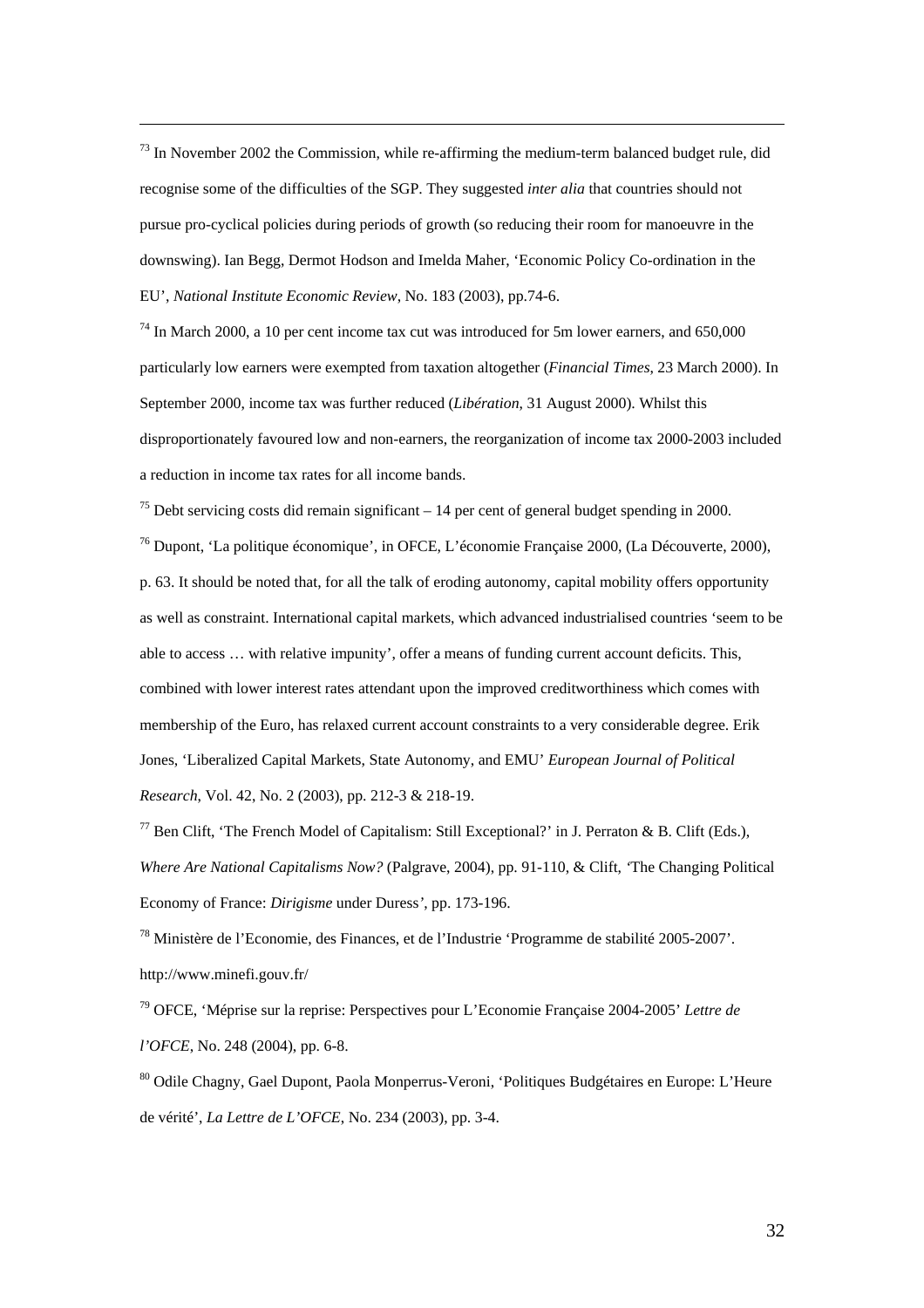[73] In November 2002 the Commission, while re-affirming the medium-term balanced budget rule, did recognise some of the difficulties of the SGP. They suggested *inter alia* that countries should not pursue pro-cyclical policies during periods of growth (so reducing their room for manoeuvre in the downswing). Ian Begg, Dermot Hodson and Imelda Maher, 'Economic Policy Co-ordination in the EU', *National Institute Economic Review*, No. 183 (2003), pp.74-6.

[74] In March 2000, a 10 per cent income tax cut was introduced for 5m lower earners, and 650,000 particularly low earners were exempted from taxation altogether (*Financial Times*, 23 March 2000). In September 2000, income tax was further reduced (*Libération*, 31 August 2000). Whilst this disproportionately favoured low and non-earners, the reorganization of income tax 2000-2003 included a reduction in income tax rates for all income bands.

[75] Debt servicing costs did remain significant – 14 per cent of general budget spending in 2000.

[76] Dupont, 'La politique économique', in OFCE, L'économie Française 2000, (La Découverte, 2000), p. 63. It should be noted that, for all the talk of eroding autonomy, capital mobility offers opportunity as well as constraint. International capital markets, which advanced industrialised countries 'seem to be able to access … with relative impunity', offer a means of funding current account deficits. This, combined with lower interest rates attendant upon the improved creditworthiness which comes with membership of the Euro, has relaxed current account constraints to a very considerable degree. Erik Jones, 'Liberalized Capital Markets, State Autonomy, and EMU' *European Journal of Political Research*, Vol. 42, No. 2 (2003), pp. 212-3 & 218-19.

[77] Ben Clift, 'The French Model of Capitalism: Still Exceptional?' in J. Perraton & B. Clift (Eds.), *Where Are National Capitalisms Now?* (Palgrave, 2004), pp. 91-110, & Clift, 'The Changing Political Economy of France: *Dirigisme* under Duress', pp. 173-196.

[78] Ministère de l'Economie, des Finances, et de l'Industrie 'Programme de stabilité 2005-2007'. http://www.minefi.gouv.fr/

[79] OFCE, 'Méprise sur la reprise: Perspectives pour L'Economie Française 2004-2005' *Lettre de l'OFCE*, No. 248 (2004), pp. 6-8.

[80] Odile Chagny, Gael Dupont, Paola Monperrus-Veroni, 'Politiques Budgétaires en Europe: L'Heure de vérité', *La Lettre de L'OFCE*, No. 234 (2003), pp. 3-4.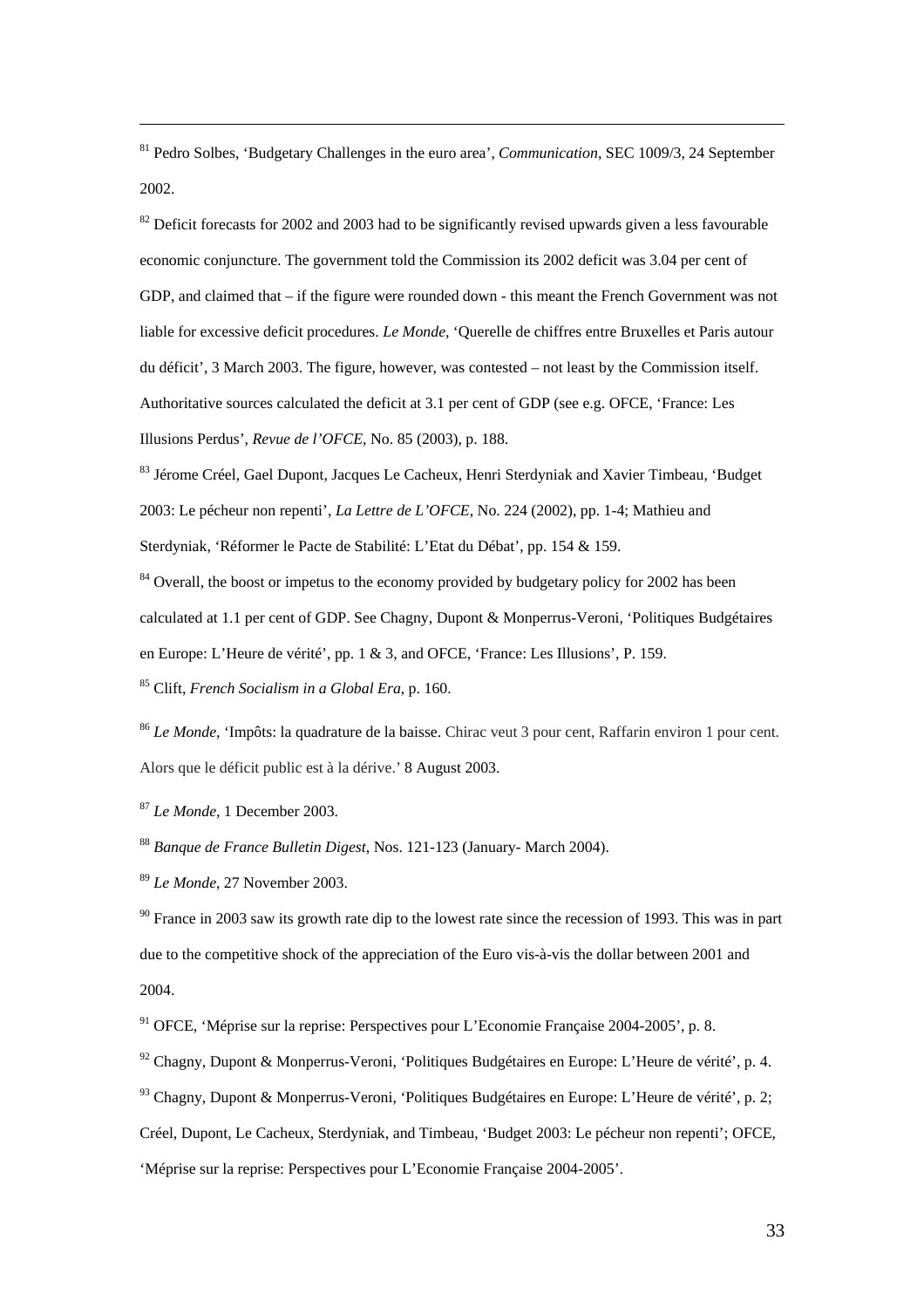[81] Pedro Solbes, 'Budgetary Challenges in the euro area', *Communication*, SEC 1009/3, 24 September 2002.

[82] Deficit forecasts for 2002 and 2003 had to be significantly revised upwards given a less favourable economic conjuncture. The government told the Commission its 2002 deficit was 3.04 per cent of GDP, and claimed that – if the figure were rounded down - this meant the French Government was not liable for excessive deficit procedures. *Le Monde*, 'Querelle de chiffres entre Bruxelles et Paris autour du déficit', 3 March 2003. The figure, however, was contested – not least by the Commission itself. Authoritative sources calculated the deficit at 3.1 per cent of GDP (see e.g. OFCE, 'France: Les Illusions Perdus', *Revue de l'OFCE*, No. 85 (2003), p. 188.

[83] Jérome Créel, Gael Dupont, Jacques Le Cacheux, Henri Sterdyniak and Xavier Timbeau, 'Budget 2003: Le pécheur non repenti', *La Lettre de L'OFCE*, No. 224 (2002), pp. 1-4; Mathieu and Sterdyniak, 'Réformer le Pacte de Stabilité: L'Etat du Débat', pp. 154 & 159.

[84] Overall, the boost or impetus to the economy provided by budgetary policy for 2002 has been calculated at 1.1 per cent of GDP. See Chagny, Dupont & Monperrus-Veroni, 'Politiques Budgétaires en Europe: L'Heure de vérité', pp. 1 & 3, and OFCE, 'France: Les Illusions', P. 159.

[85] Clift, *French Socialism in a Global Era*, p. 160.

[86] *Le Monde*, 'Impôts: la quadrature de la baisse. Chirac veut 3 pour cent, Raffarin environ 1 pour cent. Alors que le déficit public est à la dérive.' 8 August 2003.

[87] *Le Monde*, 1 December 2003.

[88] *Banque de France Bulletin Digest*, Nos. 121-123 (January- March 2004).

[89] *Le Monde*, 27 November 2003.

[90] France in 2003 saw its growth rate dip to the lowest rate since the recession of 1993. This was in part due to the competitive shock of the appreciation of the Euro vis-à-vis the dollar between 2001 and 2004.

[91] OFCE, 'Méprise sur la reprise: Perspectives pour L'Economie Française 2004-2005', p. 8.

[92] Chagny, Dupont & Monperrus-Veroni, 'Politiques Budgétaires en Europe: L'Heure de vérité', p. 4.

[93] Chagny, Dupont & Monperrus-Veroni, 'Politiques Budgétaires en Europe: L'Heure de vérité', p. 2; Créel, Dupont, Le Cacheux, Sterdyniak, and Timbeau, 'Budget 2003: Le pécheur non repenti'; OFCE, 'Méprise sur la reprise: Perspectives pour L'Economie Française 2004-2005'.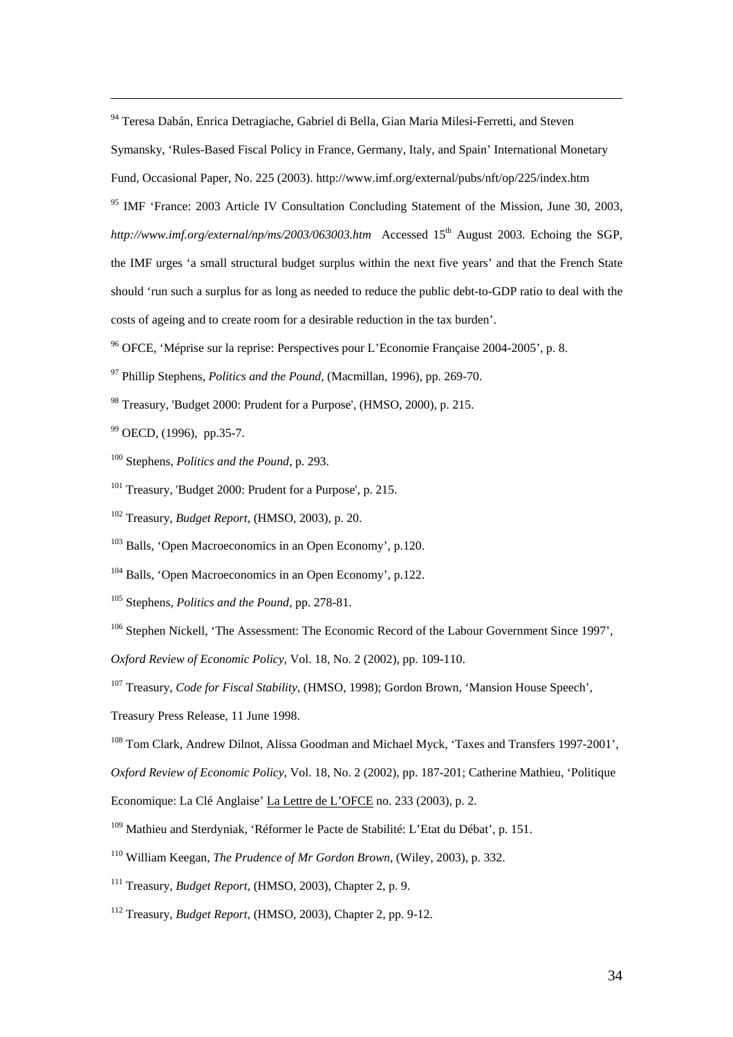[94] Teresa Dabán, Enrica Detragiache, Gabriel di Bella, Gian Maria Milesi-Ferretti, and Steven Symansky, 'Rules-Based Fiscal Policy in France, Germany, Italy, and Spain' International Monetary Fund, Occasional Paper, No. 225 (2003). http://www.imf.org/external/pubs/nft/op/225/index.htm

[95] IMF 'France: 2003 Article IV Consultation Concluding Statement of the Mission, June 30, 2003, *http://www.imf.org/external/np/ms/2003/063003.htm* Accessed 15th August 2003. Echoing the SGP, the IMF urges 'a small structural budget surplus within the next five years' and that the French State should 'run such a surplus for as long as needed to reduce the public debt-to-GDP ratio to deal with the costs of ageing and to create room for a desirable reduction in the tax burden'.

[96] OFCE, 'Méprise sur la reprise: Perspectives pour L'Economie Française 2004-2005', p. 8.

[97] Phillip Stephens, *Politics and the Pound*, (Macmillan, 1996), pp. 269-70.

[98] Treasury, 'Budget 2000: Prudent for a Purpose', (HMSO, 2000), p. 215.

[99] OECD, (1996), pp.35-7.

[100] Stephens, *Politics and the Pound*, p. 293.

[101] Treasury, 'Budget 2000: Prudent for a Purpose', p. 215.

[102] Treasury, *Budget Report*, (HMSO, 2003), p. 20.

[103] Balls, 'Open Macroeconomics in an Open Economy', p.120.

[104] Balls, 'Open Macroeconomics in an Open Economy', p.122.

[105] Stephens, *Politics and the Pound*, pp. 278-81.

[106] Stephen Nickell, 'The Assessment: The Economic Record of the Labour Government Since 1997', *Oxford Review of Economic Policy*, Vol. 18, No. 2 (2002), pp. 109-110.

[107] Treasury, *Code for Fiscal Stability*, (HMSO, 1998); Gordon Brown, 'Mansion House Speech', Treasury Press Release, 11 June 1998.

[108] Tom Clark, Andrew Dilnot, Alissa Goodman and Michael Myck, 'Taxes and Transfers 1997-2001', *Oxford Review of Economic Policy*, Vol. 18, No. 2 (2002), pp. 187-201; Catherine Mathieu, 'Politique Economique: La Clé Anglaise' La Lettre de L'OFCE no. 233 (2003), p. 2.

[109] Mathieu and Sterdyniak, 'Réformer le Pacte de Stabilité: L'Etat du Débat', p. 151.

[110] William Keegan, *The Prudence of Mr Gordon Brown*, (Wiley, 2003), p. 332.

[111] Treasury, *Budget Report*, (HMSO, 2003), Chapter 2, p. 9.

[112] Treasury, *Budget Report*, (HMSO, 2003), Chapter 2, pp. 9-12.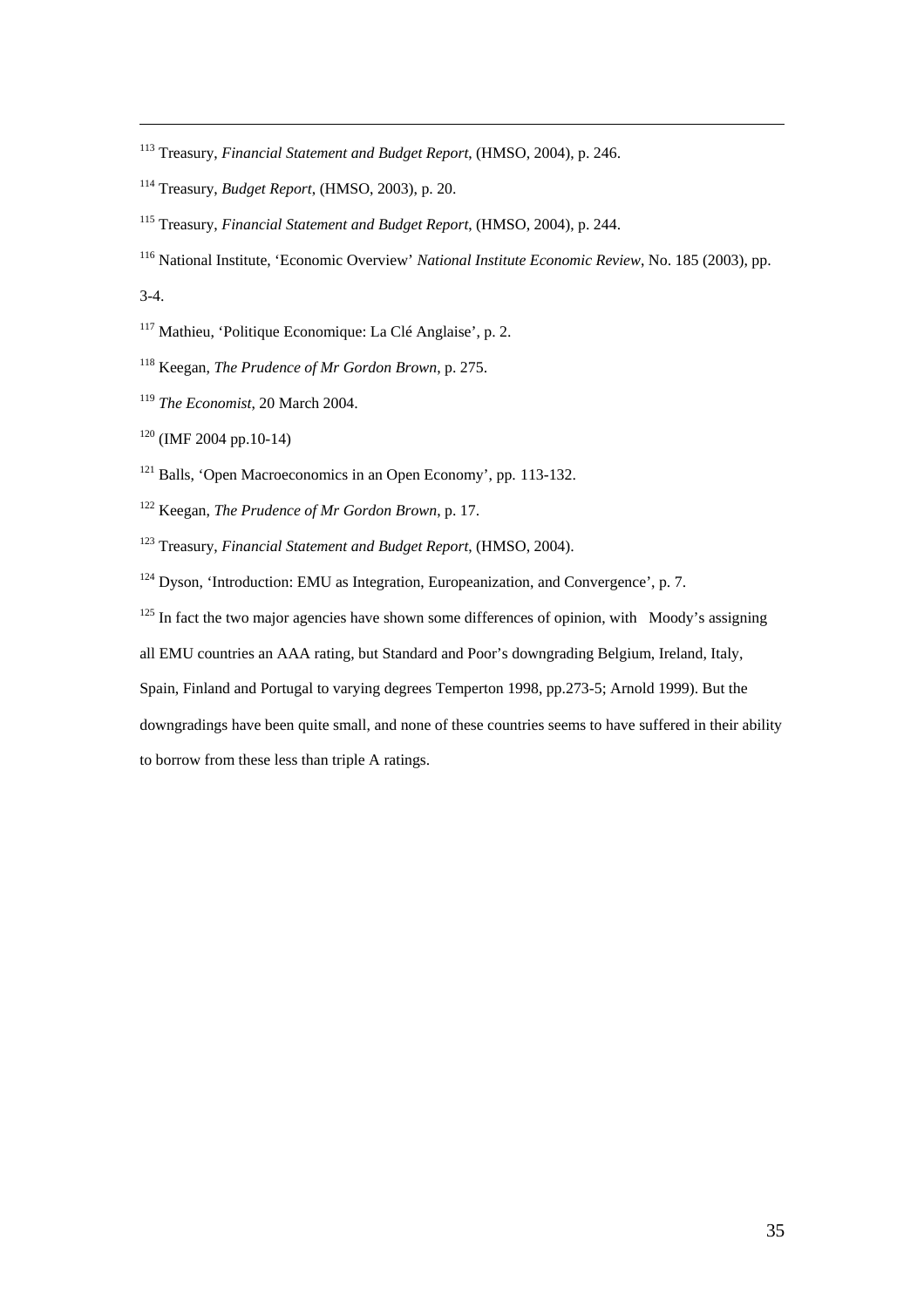[113] Treasury, *Financial Statement and Budget Report*, (HMSO, 2004), p. 246.

[114] Treasury, *Budget Report*, (HMSO, 2003), p. 20.

[115] Treasury, *Financial Statement and Budget Report*, (HMSO, 2004), p. 244.

[116] National Institute, 'Economic Overview' *National Institute Economic Review*, No. 185 (2003), pp. 3-4.

[117] Mathieu, 'Politique Economique: La Clé Anglaise', p. 2.

[118] Keegan, *The Prudence of Mr Gordon Brown*, p. 275.

[119] *The Economist*, 20 March 2004.

[120] (IMF 2004 pp.10-14)

[121] Balls, 'Open Macroeconomics in an Open Economy', pp. 113-132.

[122] Keegan, *The Prudence of Mr Gordon Brown*, p. 17.

[123] Treasury, *Financial Statement and Budget Report*, (HMSO, 2004).

[124] Dyson, 'Introduction: EMU as Integration, Europeanization, and Convergence', p. 7.

[125] In fact the two major agencies have shown some differences of opinion, with Moody's assigning all EMU countries an AAA rating, but Standard and Poor's downgrading Belgium, Ireland, Italy, Spain, Finland and Portugal to varying degrees Temperton 1998, pp.273-5; Arnold 1999). But the downgradings have been quite small, and none of these countries seems to have suffered in their ability to borrow from these less than triple A ratings.